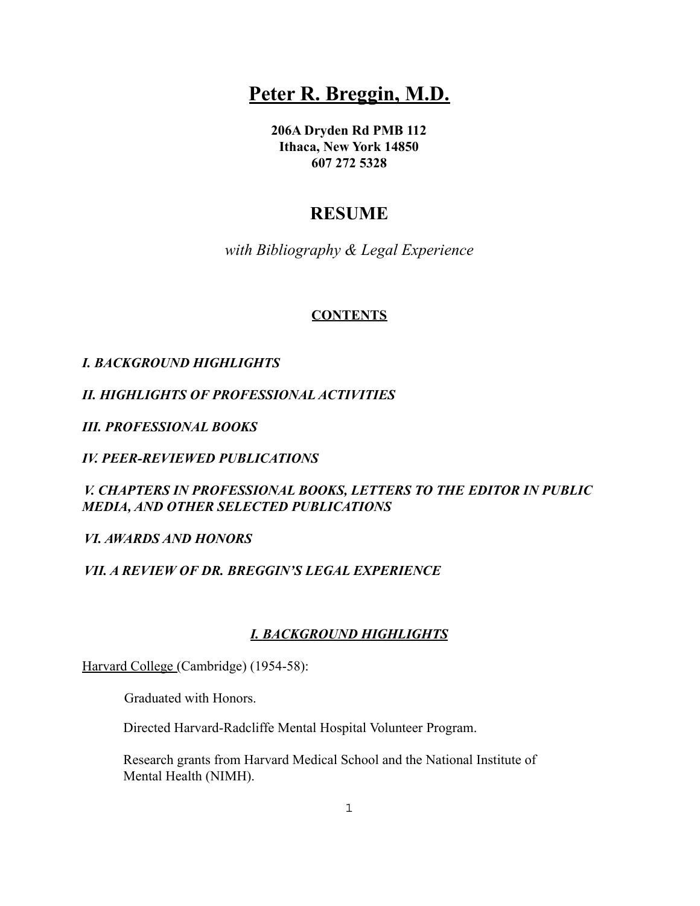# Peter R. Breggin, M.D.

**206A Dryden Rd PMB 112**
**Ithaca, New York 14850**
**607 272 5328**

## RESUME

*with Bibliography & Legal Experience*

**CONTENTS**

***I. BACKGROUND HIGHLIGHTS***

***II. HIGHLIGHTS OF PROFESSIONAL ACTIVITIES***

***III. PROFESSIONAL BOOKS***

***IV. PEER-REVIEWED PUBLICATIONS***

***V. CHAPTERS IN PROFESSIONAL BOOKS, LETTERS TO THE EDITOR IN PUBLIC MEDIA, AND OTHER SELECTED PUBLICATIONS***

***VI. AWARDS AND HONORS***

***VII. A REVIEW OF DR. BREGGIN'S LEGAL EXPERIENCE***

## *I. BACKGROUND HIGHLIGHTS*

Harvard College (Cambridge) (1954-58):

Graduated with Honors.

Directed Harvard-Radcliffe Mental Hospital Volunteer Program.

Research grants from Harvard Medical School and the National Institute of Mental Health (NIMH).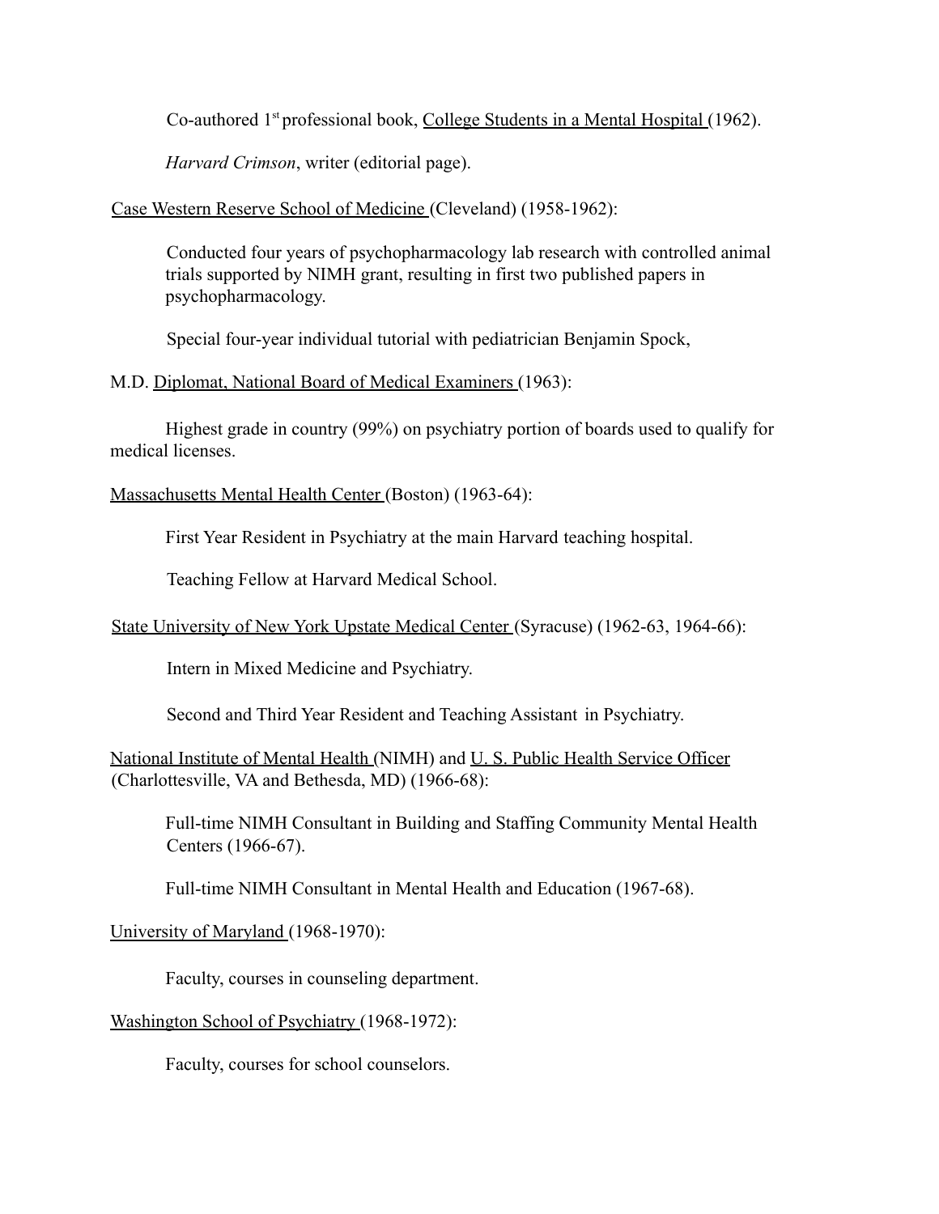Co-authored 1st professional book, <u>College Students in a Mental Hospital</u> (1962).

*Harvard Crimson*, writer (editorial page).

<u>Case Western Reserve School of Medicine</u> (Cleveland) (1958-1962):

Conducted four years of psychopharmacology lab research with controlled animal trials supported by NIMH grant, resulting in first two published papers in psychopharmacology.

Special four-year individual tutorial with pediatrician Benjamin Spock,

M.D. <u>Diplomat, National Board of Medical Examiners</u> (1963):

Highest grade in country (99%) on psychiatry portion of boards used to qualify for medical licenses.

<u>Massachusetts Mental Health Center</u> (Boston) (1963-64):

First Year Resident in Psychiatry at the main Harvard teaching hospital.

Teaching Fellow at Harvard Medical School.

<u>State University of New York Upstate Medical Center</u> (Syracuse) (1962-63, 1964-66):

Intern in Mixed Medicine and Psychiatry.

Second and Third Year Resident and Teaching Assistant in Psychiatry.

<u>National Institute of Mental Health</u> (NIMH) and <u>U. S. Public Health Service Officer</u> (Charlottesville, VA and Bethesda, MD) (1966-68):

Full-time NIMH Consultant in Building and Staffing Community Mental Health Centers (1966-67).

Full-time NIMH Consultant in Mental Health and Education (1967-68).

<u>University of Maryland</u> (1968-1970):

Faculty, courses in counseling department.

<u>Washington School of Psychiatry</u> (1968-1972):

Faculty, courses for school counselors.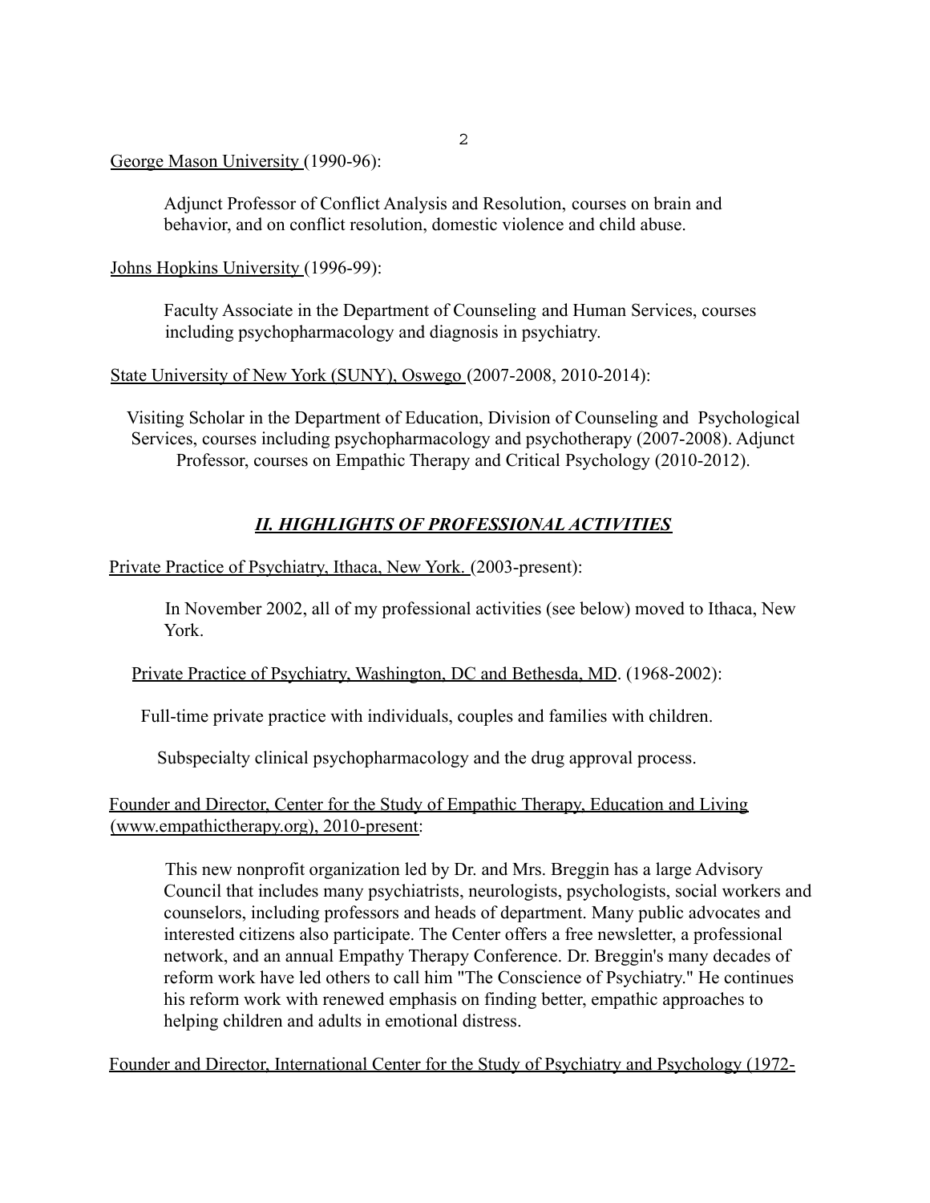George Mason University (1990-96):

Adjunct Professor of Conflict Analysis and Resolution, courses on brain and behavior, and on conflict resolution, domestic violence and child abuse.

Johns Hopkins University (1996-99):

Faculty Associate in the Department of Counseling and Human Services, courses including psychopharmacology and diagnosis in psychiatry.

State University of New York (SUNY), Oswego (2007-2008, 2010-2014):

Visiting Scholar in the Department of Education, Division of Counseling and Psychological Services, courses including psychopharmacology and psychotherapy (2007-2008). Adjunct Professor, courses on Empathic Therapy and Critical Psychology (2010-2012).

## ***II. HIGHLIGHTS OF PROFESSIONAL ACTIVITIES***

Private Practice of Psychiatry, Ithaca, New York. (2003-present):

In November 2002, all of my professional activities (see below) moved to Ithaca, New York.

Private Practice of Psychiatry, Washington, DC and Bethesda, MD. (1968-2002):

Full-time private practice with individuals, couples and families with children.

Subspecialty clinical psychopharmacology and the drug approval process.

Founder and Director, Center for the Study of Empathic Therapy, Education and Living (www.empathictherapy.org), 2010-present:

This new nonprofit organization led by Dr. and Mrs. Breggin has a large Advisory Council that includes many psychiatrists, neurologists, psychologists, social workers and counselors, including professors and heads of department. Many public advocates and interested citizens also participate. The Center offers a free newsletter, a professional network, and an annual Empathy Therapy Conference. Dr. Breggin's many decades of reform work have led others to call him "The Conscience of Psychiatry." He continues his reform work with renewed emphasis on finding better, empathic approaches to helping children and adults in emotional distress.

Founder and Director, International Center for the Study of Psychiatry and Psychology (1972-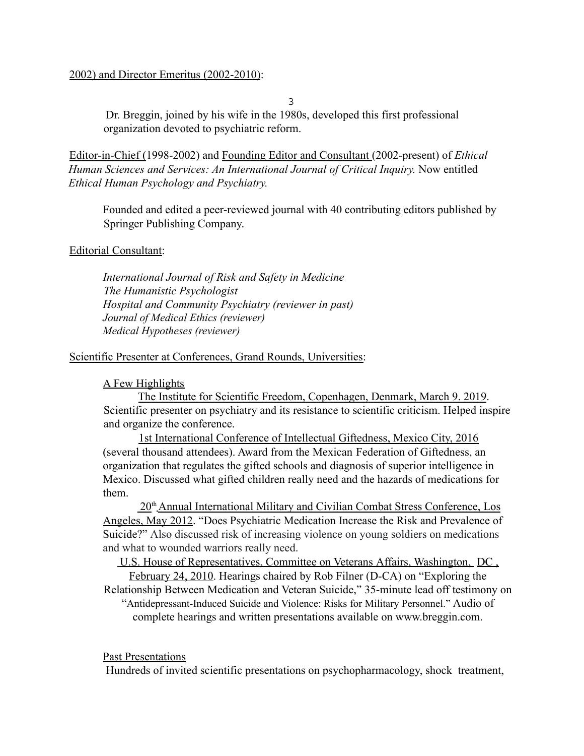2002) and Director Emeritus (2002-2010):

Dr. Breggin, joined by his wife in the 1980s, developed this first professional organization devoted to psychiatric reform.

Editor-in-Chief (1998-2002) and Founding Editor and Consultant (2002-present) of *Ethical Human Sciences and Services: An International Journal of Critical Inquiry.* Now entitled *Ethical Human Psychology and Psychiatry.*

Founded and edited a peer-reviewed journal with 40 contributing editors published by Springer Publishing Company.

Editorial Consultant:

*International Journal of Risk and Safety in Medicine*
*The Humanistic Psychologist*
*Hospital and Community Psychiatry (reviewer in past)*
*Journal of Medical Ethics (reviewer)*
*Medical Hypotheses (reviewer)*

Scientific Presenter at Conferences, Grand Rounds, Universities:

A Few Highlights

The Institute for Scientific Freedom, Copenhagen, Denmark, March 9. 2019. Scientific presenter on psychiatry and its resistance to scientific criticism. Helped inspire and organize the conference.

1st International Conference of Intellectual Giftedness, Mexico City, 2016 (several thousand attendees). Award from the Mexican Federation of Giftedness, an organization that regulates the gifted schools and diagnosis of superior intelligence in Mexico. Discussed what gifted children really need and the hazards of medications for them.

20th Annual International Military and Civilian Combat Stress Conference, Los Angeles, May 2012. "Does Psychiatric Medication Increase the Risk and Prevalence of Suicide?" Also discussed risk of increasing violence on young soldiers on medications and what to wounded warriors really need.

U.S. House of Representatives, Committee on Veterans Affairs, Washington, DC , February 24, 2010. Hearings chaired by Rob Filner (D-CA) on "Exploring the Relationship Between Medication and Veteran Suicide," 35-minute lead off testimony on "Antidepressant-Induced Suicide and Violence: Risks for Military Personnel." Audio of complete hearings and written presentations available on www.breggin.com.

Past Presentations

Hundreds of invited scientific presentations on psychopharmacology, shock treatment,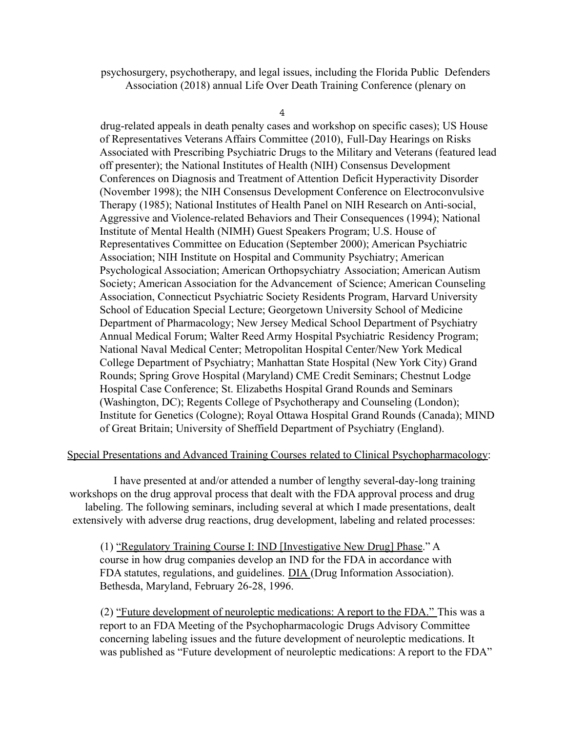psychosurgery, psychotherapy, and legal issues, including the Florida Public Defenders Association (2018) annual Life Over Death Training Conference (plenary on drug-related appeals in death penalty cases and workshop on specific cases); US House of Representatives Veterans Affairs Committee (2010), Full-Day Hearings on Risks Associated with Prescribing Psychiatric Drugs to the Military and Veterans (featured lead off presenter); the National Institutes of Health (NIH) Consensus Development Conferences on Diagnosis and Treatment of Attention Deficit Hyperactivity Disorder (November 1998); the NIH Consensus Development Conference on Electroconvulsive Therapy (1985); National Institutes of Health Panel on NIH Research on Anti-social, Aggressive and Violence-related Behaviors and Their Consequences (1994); National Institute of Mental Health (NIMH) Guest Speakers Program; U.S. House of Representatives Committee on Education (September 2000); American Psychiatric Association; NIH Institute on Hospital and Community Psychiatry; American Psychological Association; American Orthopsychiatry Association; American Autism Society; American Association for the Advancement of Science; American Counseling Association, Connecticut Psychiatric Society Residents Program, Harvard University School of Education Special Lecture; Georgetown University School of Medicine Department of Pharmacology; New Jersey Medical School Department of Psychiatry Annual Medical Forum; Walter Reed Army Hospital Psychiatric Residency Program; National Naval Medical Center; Metropolitan Hospital Center/New York Medical College Department of Psychiatry; Manhattan State Hospital (New York City) Grand Rounds; Spring Grove Hospital (Maryland) CME Credit Seminars; Chestnut Lodge Hospital Case Conference; St. Elizabeths Hospital Grand Rounds and Seminars (Washington, DC); Regents College of Psychotherapy and Counseling (London); Institute for Genetics (Cologne); Royal Ottawa Hospital Grand Rounds (Canada); MIND of Great Britain; University of Sheffield Department of Psychiatry (England).

Special Presentations and Advanced Training Courses related to Clinical Psychopharmacology:

I have presented at and/or attended a number of lengthy several-day-long training workshops on the drug approval process that dealt with the FDA approval process and drug labeling. The following seminars, including several at which I made presentations, dealt extensively with adverse drug reactions, drug development, labeling and related processes:

(1) "Regulatory Training Course I: IND [Investigative New Drug] Phase." A course in how drug companies develop an IND for the FDA in accordance with FDA statutes, regulations, and guidelines. DIA (Drug Information Association). Bethesda, Maryland, February 26-28, 1996.

(2) "Future development of neuroleptic medications: A report to the FDA." This was a report to an FDA Meeting of the Psychopharmacologic Drugs Advisory Committee concerning labeling issues and the future development of neuroleptic medications. It was published as "Future development of neuroleptic medications: A report to the FDA"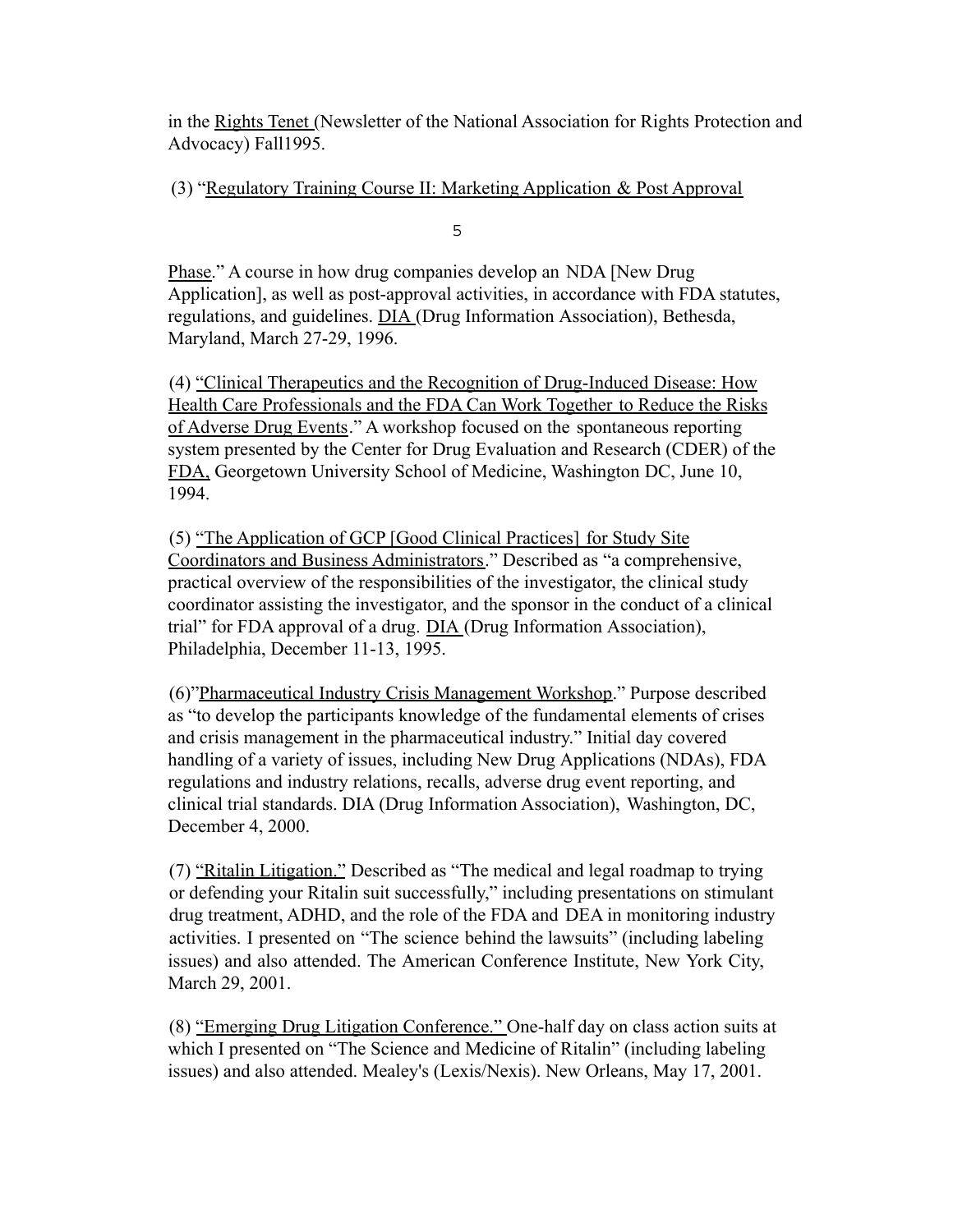in the Rights Tenet (Newsletter of the National Association for Rights Protection and Advocacy) Fall1995.

(3) "Regulatory Training Course II: Marketing Application & Post Approval Phase." A course in how drug companies develop an NDA [New Drug Application], as well as post-approval activities, in accordance with FDA statutes, regulations, and guidelines. DIA (Drug Information Association), Bethesda, Maryland, March 27-29, 1996.

(4) "Clinical Therapeutics and the Recognition of Drug-Induced Disease: How Health Care Professionals and the FDA Can Work Together to Reduce the Risks of Adverse Drug Events." A workshop focused on the spontaneous reporting system presented by the Center for Drug Evaluation and Research (CDER) of the FDA, Georgetown University School of Medicine, Washington DC, June 10, 1994.

(5) "The Application of GCP [Good Clinical Practices] for Study Site Coordinators and Business Administrators." Described as "a comprehensive, practical overview of the responsibilities of the investigator, the clinical study coordinator assisting the investigator, and the sponsor in the conduct of a clinical trial" for FDA approval of a drug. DIA (Drug Information Association), Philadelphia, December 11-13, 1995.

(6)"Pharmaceutical Industry Crisis Management Workshop." Purpose described as "to develop the participants knowledge of the fundamental elements of crises and crisis management in the pharmaceutical industry." Initial day covered handling of a variety of issues, including New Drug Applications (NDAs), FDA regulations and industry relations, recalls, adverse drug event reporting, and clinical trial standards. DIA (Drug Information Association), Washington, DC, December 4, 2000.

(7) "Ritalin Litigation." Described as "The medical and legal roadmap to trying or defending your Ritalin suit successfully," including presentations on stimulant drug treatment, ADHD, and the role of the FDA and DEA in monitoring industry activities. I presented on "The science behind the lawsuits" (including labeling issues) and also attended. The American Conference Institute, New York City, March 29, 2001.

(8) "Emerging Drug Litigation Conference." One-half day on class action suits at which I presented on "The Science and Medicine of Ritalin" (including labeling issues) and also attended. Mealey's (Lexis/Nexis). New Orleans, May 17, 2001.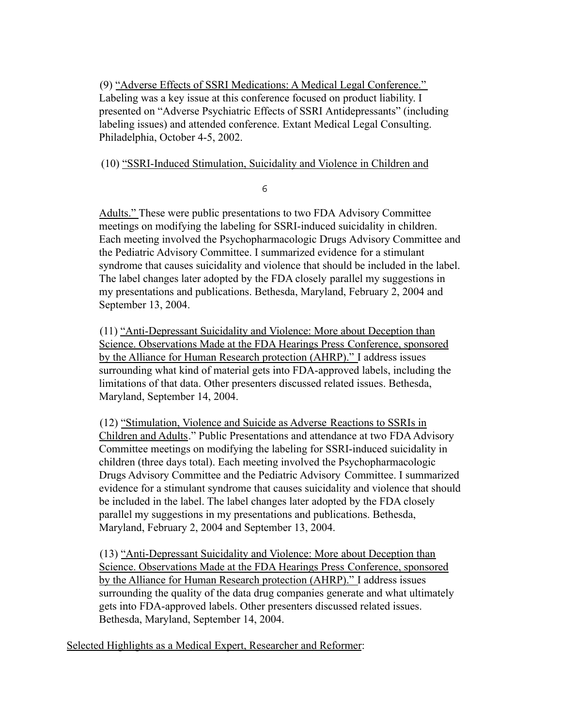(9) <u>"Adverse Effects of SSRI Medications: A Medical Legal Conference."</u> Labeling was a key issue at this conference focused on product liability. I presented on "Adverse Psychiatric Effects of SSRI Antidepressants" (including labeling issues) and attended conference. Extant Medical Legal Consulting. Philadelphia, October 4-5, 2002.

(10) <u>"SSRI-Induced Stimulation, Suicidality and Violence in Children and Adults."</u> These were public presentations to two FDA Advisory Committee meetings on modifying the labeling for SSRI-induced suicidality in children. Each meeting involved the Psychopharmacologic Drugs Advisory Committee and the Pediatric Advisory Committee. I summarized evidence for a stimulant syndrome that causes suicidality and violence that should be included in the label. The label changes later adopted by the FDA closely parallel my suggestions in my presentations and publications. Bethesda, Maryland, February 2, 2004 and September 13, 2004.

(11) <u>"Anti-Depressant Suicidality and Violence: More about Deception than Science. Observations Made at the FDA Hearings Press Conference, sponsored by the Alliance for Human Research protection (AHRP)."</u> I address issues surrounding what kind of material gets into FDA-approved labels, including the limitations of that data. Other presenters discussed related issues. Bethesda, Maryland, September 14, 2004.

(12) <u>"Stimulation, Violence and Suicide as Adverse Reactions to SSRIs in Children and Adults</u>." Public Presentations and attendance at two FDA Advisory Committee meetings on modifying the labeling for SSRI-induced suicidality in children (three days total). Each meeting involved the Psychopharmacologic Drugs Advisory Committee and the Pediatric Advisory Committee. I summarized evidence for a stimulant syndrome that causes suicidality and violence that should be included in the label. The label changes later adopted by the FDA closely parallel my suggestions in my presentations and publications. Bethesda, Maryland, February 2, 2004 and September 13, 2004.

(13) <u>"Anti-Depressant Suicidality and Violence: More about Deception than Science. Observations Made at the FDA Hearings Press Conference, sponsored by the Alliance for Human Research protection (AHRP)."</u> I address issues surrounding the quality of the data drug companies generate and what ultimately gets into FDA-approved labels. Other presenters discussed related issues. Bethesda, Maryland, September 14, 2004.

<u>Selected Highlights as a Medical Expert, Researcher and Reformer</u>: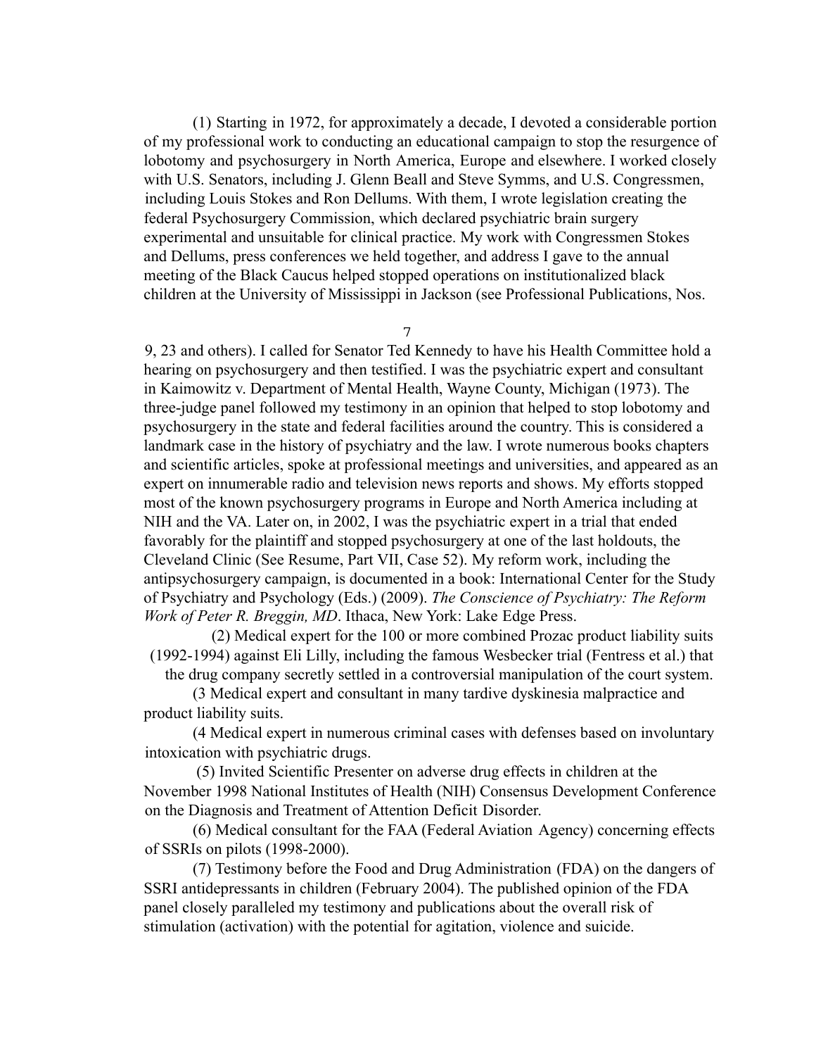(1) Starting in 1972, for approximately a decade, I devoted a considerable portion of my professional work to conducting an educational campaign to stop the resurgence of lobotomy and psychosurgery in North America, Europe and elsewhere. I worked closely with U.S. Senators, including J. Glenn Beall and Steve Symms, and U.S. Congressmen, including Louis Stokes and Ron Dellums. With them, I wrote legislation creating the federal Psychosurgery Commission, which declared psychiatric brain surgery experimental and unsuitable for clinical practice. My work with Congressmen Stokes and Dellums, press conferences we held together, and address I gave to the annual meeting of the Black Caucus helped stopped operations on institutionalized black children at the University of Mississippi in Jackson (see Professional Publications, Nos. 9, 23 and others). I called for Senator Ted Kennedy to have his Health Committee hold a hearing on psychosurgery and then testified. I was the psychiatric expert and consultant in Kaimowitz v. Department of Mental Health, Wayne County, Michigan (1973). The three-judge panel followed my testimony in an opinion that helped to stop lobotomy and psychosurgery in the state and federal facilities around the country. This is considered a landmark case in the history of psychiatry and the law. I wrote numerous books chapters and scientific articles, spoke at professional meetings and universities, and appeared as an expert on innumerable radio and television news reports and shows. My efforts stopped most of the known psychosurgery programs in Europe and North America including at NIH and the VA. Later on, in 2002, I was the psychiatric expert in a trial that ended favorably for the plaintiff and stopped psychosurgery at one of the last holdouts, the Cleveland Clinic (See Resume, Part VII, Case 52). My reform work, including the antipsychosurgery campaign, is documented in a book: International Center for the Study of Psychiatry and Psychology (Eds.) (2009). *The Conscience of Psychiatry: The Reform Work of Peter R. Breggin, MD*. Ithaca, New York: Lake Edge Press.

(2) Medical expert for the 100 or more combined Prozac product liability suits (1992-1994) against Eli Lilly, including the famous Wesbecker trial (Fentress et al.) that the drug company secretly settled in a controversial manipulation of the court system.

(3 Medical expert and consultant in many tardive dyskinesia malpractice and product liability suits.

(4 Medical expert in numerous criminal cases with defenses based on involuntary intoxication with psychiatric drugs.

(5) Invited Scientific Presenter on adverse drug effects in children at the November 1998 National Institutes of Health (NIH) Consensus Development Conference on the Diagnosis and Treatment of Attention Deficit Disorder.

(6) Medical consultant for the FAA (Federal Aviation Agency) concerning effects of SSRIs on pilots (1998-2000).

(7) Testimony before the Food and Drug Administration (FDA) on the dangers of SSRI antidepressants in children (February 2004). The published opinion of the FDA panel closely paralleled my testimony and publications about the overall risk of stimulation (activation) with the potential for agitation, violence and suicide.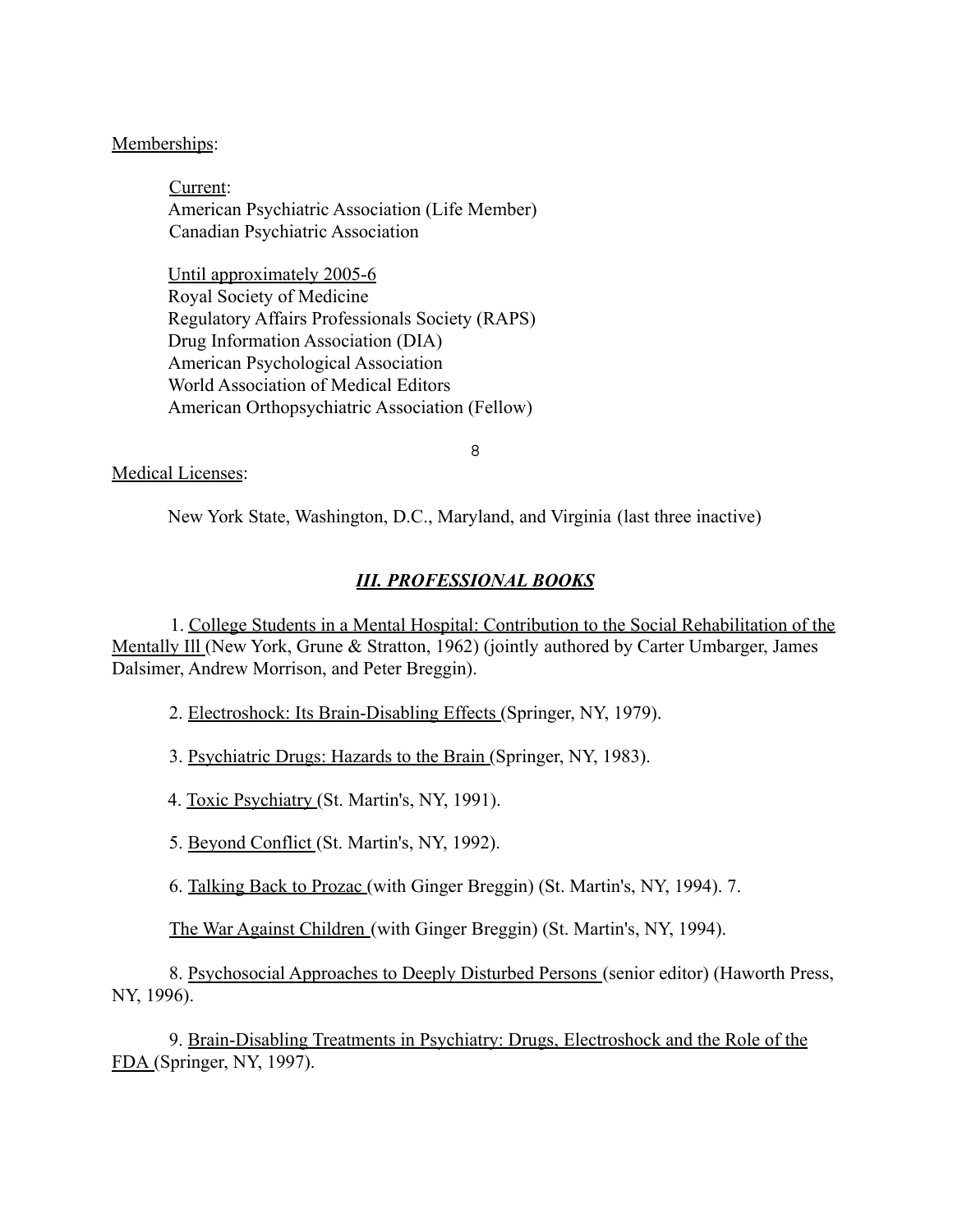Memberships:

Current:
American Psychiatric Association (Life Member)
Canadian Psychiatric Association

Until approximately 2005-6
Royal Society of Medicine
Regulatory Affairs Professionals Society (RAPS)
Drug Information Association (DIA)
American Psychological Association
World Association of Medical Editors
American Orthopsychiatric Association (Fellow)

Medical Licenses:

New York State, Washington, D.C., Maryland, and Virginia (last three inactive)

## *III. PROFESSIONAL BOOKS*

1. College Students in a Mental Hospital: Contribution to the Social Rehabilitation of the Mentally Ill (New York, Grune & Stratton, 1962) (jointly authored by Carter Umbarger, James Dalsimer, Andrew Morrison, and Peter Breggin).

2. Electroshock: Its Brain-Disabling Effects (Springer, NY, 1979).

3. Psychiatric Drugs: Hazards to the Brain (Springer, NY, 1983).

4. Toxic Psychiatry (St. Martin's, NY, 1991).

5. Beyond Conflict (St. Martin's, NY, 1992).

6. Talking Back to Prozac (with Ginger Breggin) (St. Martin's, NY, 1994). 7.

The War Against Children (with Ginger Breggin) (St. Martin's, NY, 1994).

8. Psychosocial Approaches to Deeply Disturbed Persons (senior editor) (Haworth Press, NY, 1996).

9. Brain-Disabling Treatments in Psychiatry: Drugs, Electroshock and the Role of the FDA (Springer, NY, 1997).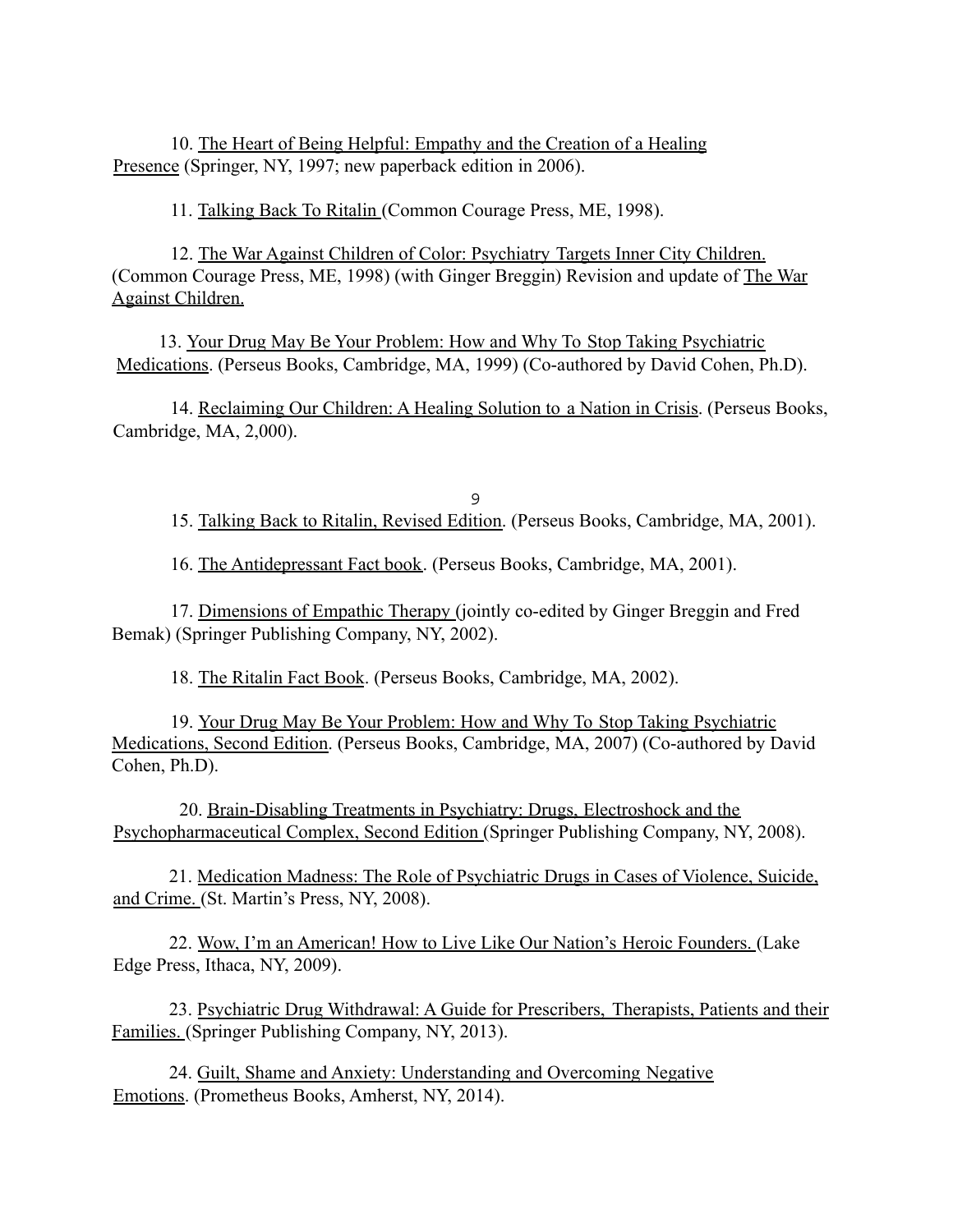10. The Heart of Being Helpful: Empathy and the Creation of a Healing Presence (Springer, NY, 1997; new paperback edition in 2006).

11. Talking Back To Ritalin (Common Courage Press, ME, 1998).

12. The War Against Children of Color: Psychiatry Targets Inner City Children. (Common Courage Press, ME, 1998) (with Ginger Breggin) Revision and update of The War Against Children.

13. Your Drug May Be Your Problem: How and Why To Stop Taking Psychiatric Medications. (Perseus Books, Cambridge, MA, 1999) (Co-authored by David Cohen, Ph.D).

14. Reclaiming Our Children: A Healing Solution to a Nation in Crisis. (Perseus Books, Cambridge, MA, 2,000).

15. Talking Back to Ritalin, Revised Edition. (Perseus Books, Cambridge, MA, 2001).

16. The Antidepressant Fact book. (Perseus Books, Cambridge, MA, 2001).

17. Dimensions of Empathic Therapy (jointly co-edited by Ginger Breggin and Fred Bemak) (Springer Publishing Company, NY, 2002).

18. The Ritalin Fact Book. (Perseus Books, Cambridge, MA, 2002).

19. Your Drug May Be Your Problem: How and Why To Stop Taking Psychiatric Medications, Second Edition. (Perseus Books, Cambridge, MA, 2007) (Co-authored by David Cohen, Ph.D).

20. Brain-Disabling Treatments in Psychiatry: Drugs, Electroshock and the Psychopharmaceutical Complex, Second Edition (Springer Publishing Company, NY, 2008).

21. Medication Madness: The Role of Psychiatric Drugs in Cases of Violence, Suicide, and Crime. (St. Martin's Press, NY, 2008).

22. Wow, I'm an American! How to Live Like Our Nation's Heroic Founders. (Lake Edge Press, Ithaca, NY, 2009).

23. Psychiatric Drug Withdrawal: A Guide for Prescribers, Therapists, Patients and their Families. (Springer Publishing Company, NY, 2013).

24. Guilt, Shame and Anxiety: Understanding and Overcoming Negative Emotions. (Prometheus Books, Amherst, NY, 2014).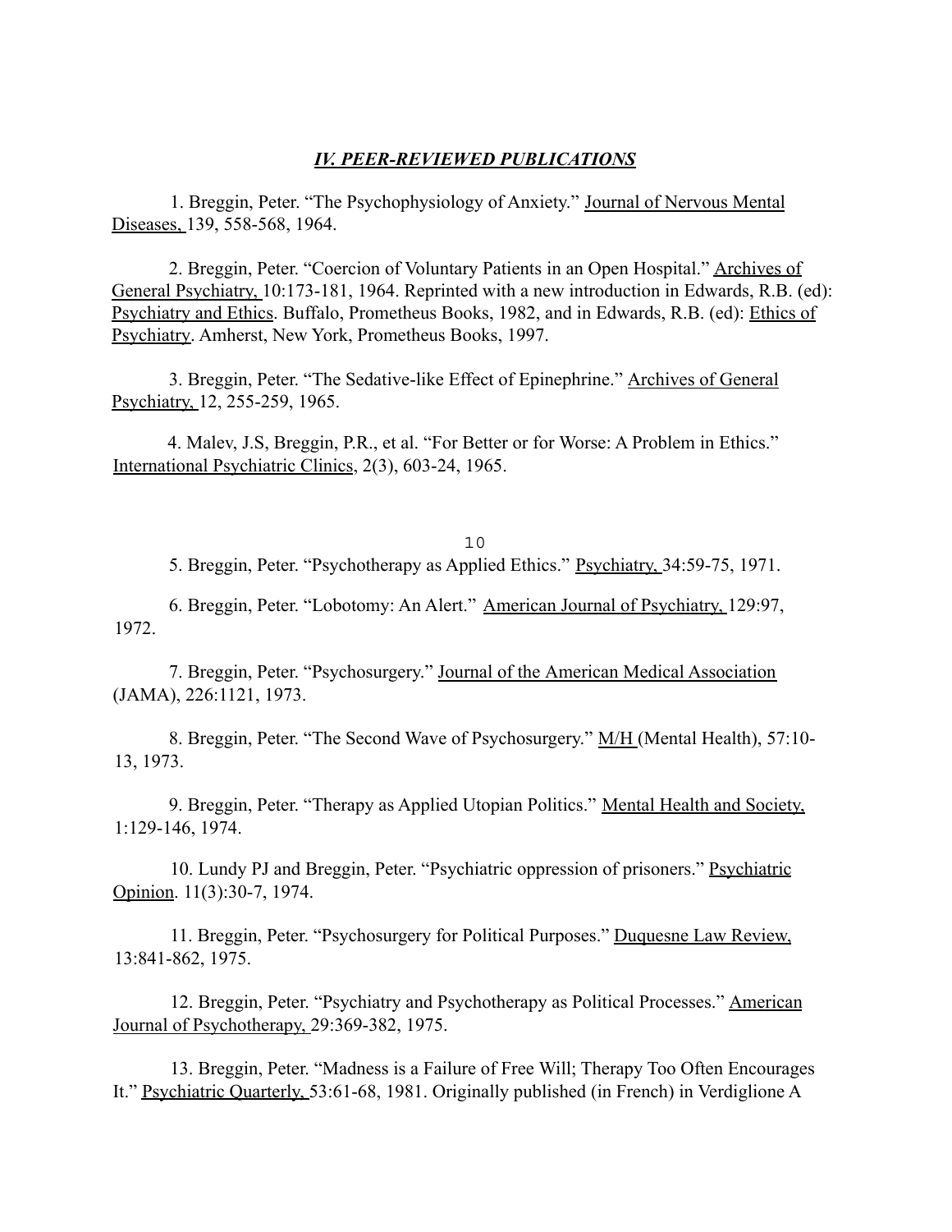## *IV. PEER-REVIEWED PUBLICATIONS*

1. Breggin, Peter. "The Psychophysiology of Anxiety." Journal of Nervous Mental Diseases, 139, 558-568, 1964.

2. Breggin, Peter. "Coercion of Voluntary Patients in an Open Hospital." Archives of General Psychiatry, 10:173-181, 1964. Reprinted with a new introduction in Edwards, R.B. (ed): Psychiatry and Ethics. Buffalo, Prometheus Books, 1982, and in Edwards, R.B. (ed): Ethics of Psychiatry. Amherst, New York, Prometheus Books, 1997.

3. Breggin, Peter. "The Sedative-like Effect of Epinephrine." Archives of General Psychiatry, 12, 255-259, 1965.

4. Malev, J.S, Breggin, P.R., et al. "For Better or for Worse: A Problem in Ethics." International Psychiatric Clinics, 2(3), 603-24, 1965.

5. Breggin, Peter. "Psychotherapy as Applied Ethics." Psychiatry, 34:59-75, 1971.

6. Breggin, Peter. "Lobotomy: An Alert." American Journal of Psychiatry, 129:97, 1972.

7. Breggin, Peter. "Psychosurgery." Journal of the American Medical Association (JAMA), 226:1121, 1973.

8. Breggin, Peter. "The Second Wave of Psychosurgery." M/H (Mental Health), 57:10-13, 1973.

9. Breggin, Peter. "Therapy as Applied Utopian Politics." Mental Health and Society, 1:129-146, 1974.

10. Lundy PJ and Breggin, Peter. "Psychiatric oppression of prisoners." Psychiatric Opinion. 11(3):30-7, 1974.

11. Breggin, Peter. "Psychosurgery for Political Purposes." Duquesne Law Review, 13:841-862, 1975.

12. Breggin, Peter. "Psychiatry and Psychotherapy as Political Processes." American Journal of Psychotherapy, 29:369-382, 1975.

13. Breggin, Peter. "Madness is a Failure of Free Will; Therapy Too Often Encourages It." Psychiatric Quarterly, 53:61-68, 1981. Originally published (in French) in Verdiglione A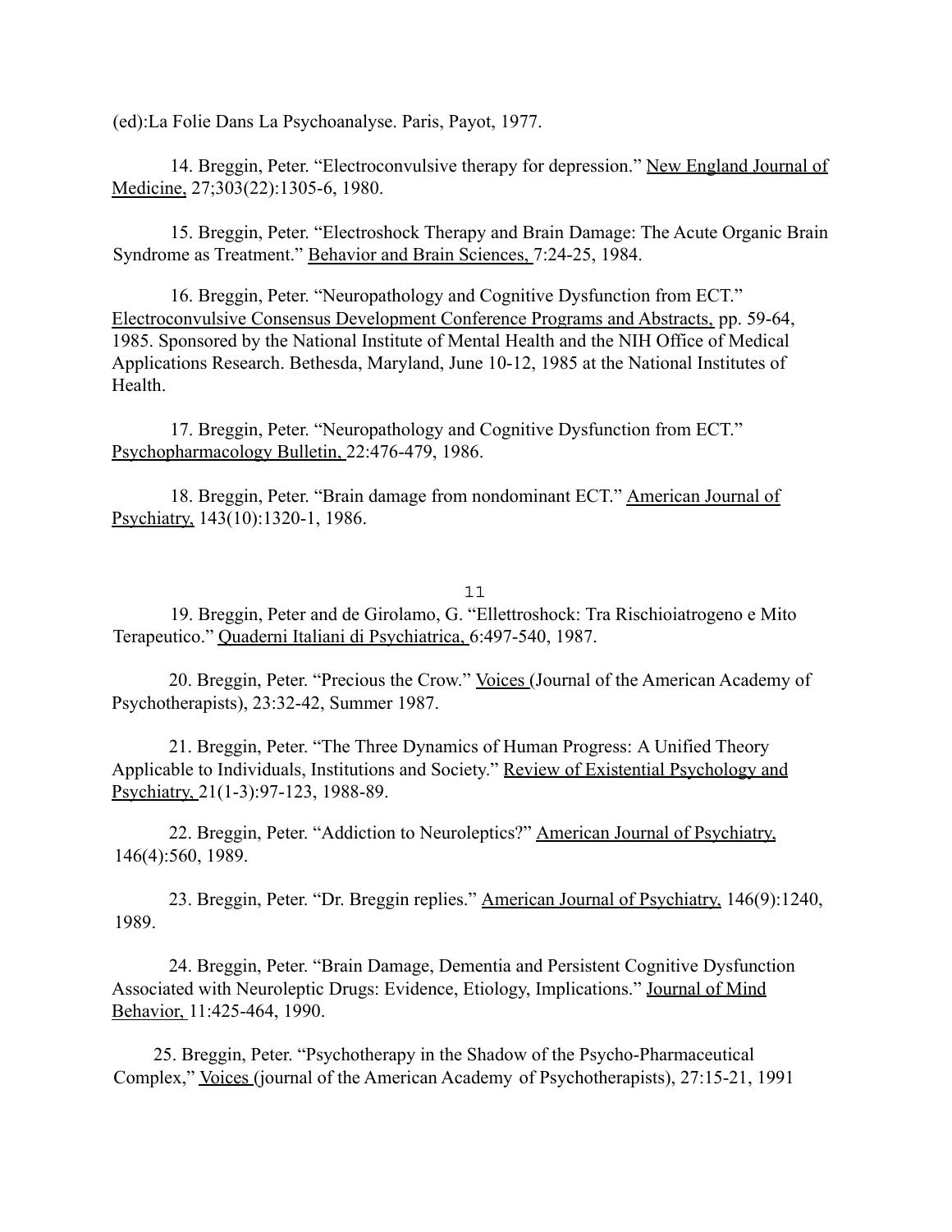(ed):La Folie Dans La Psychoanalyse. Paris, Payot, 1977.

14. Breggin, Peter. "Electroconvulsive therapy for depression." New England Journal of Medicine, 27;303(22):1305-6, 1980.

15. Breggin, Peter. "Electroshock Therapy and Brain Damage: The Acute Organic Brain Syndrome as Treatment." Behavior and Brain Sciences, 7:24-25, 1984.

16. Breggin, Peter. "Neuropathology and Cognitive Dysfunction from ECT." Electroconvulsive Consensus Development Conference Programs and Abstracts, pp. 59-64, 1985. Sponsored by the National Institute of Mental Health and the NIH Office of Medical Applications Research. Bethesda, Maryland, June 10-12, 1985 at the National Institutes of Health.

17. Breggin, Peter. "Neuropathology and Cognitive Dysfunction from ECT." Psychopharmacology Bulletin, 22:476-479, 1986.

18. Breggin, Peter. "Brain damage from nondominant ECT." American Journal of Psychiatry, 143(10):1320-1, 1986.

19. Breggin, Peter and de Girolamo, G. "Ellettroshock: Tra Rischioiatrogeno e Mito Terapeutico." Quaderni Italiani di Psychiatrica, 6:497-540, 1987.

20. Breggin, Peter. "Precious the Crow." Voices (Journal of the American Academy of Psychotherapists), 23:32-42, Summer 1987.

21. Breggin, Peter. "The Three Dynamics of Human Progress: A Unified Theory Applicable to Individuals, Institutions and Society." Review of Existential Psychology and Psychiatry, 21(1-3):97-123, 1988-89.

22. Breggin, Peter. "Addiction to Neuroleptics?" American Journal of Psychiatry, 146(4):560, 1989.

23. Breggin, Peter. "Dr. Breggin replies." American Journal of Psychiatry, 146(9):1240, 1989.

24. Breggin, Peter. "Brain Damage, Dementia and Persistent Cognitive Dysfunction Associated with Neuroleptic Drugs: Evidence, Etiology, Implications." Journal of Mind Behavior, 11:425-464, 1990.

25. Breggin, Peter. "Psychotherapy in the Shadow of the Psycho-Pharmaceutical Complex," Voices (journal of the American Academy of Psychotherapists), 27:15-21, 1991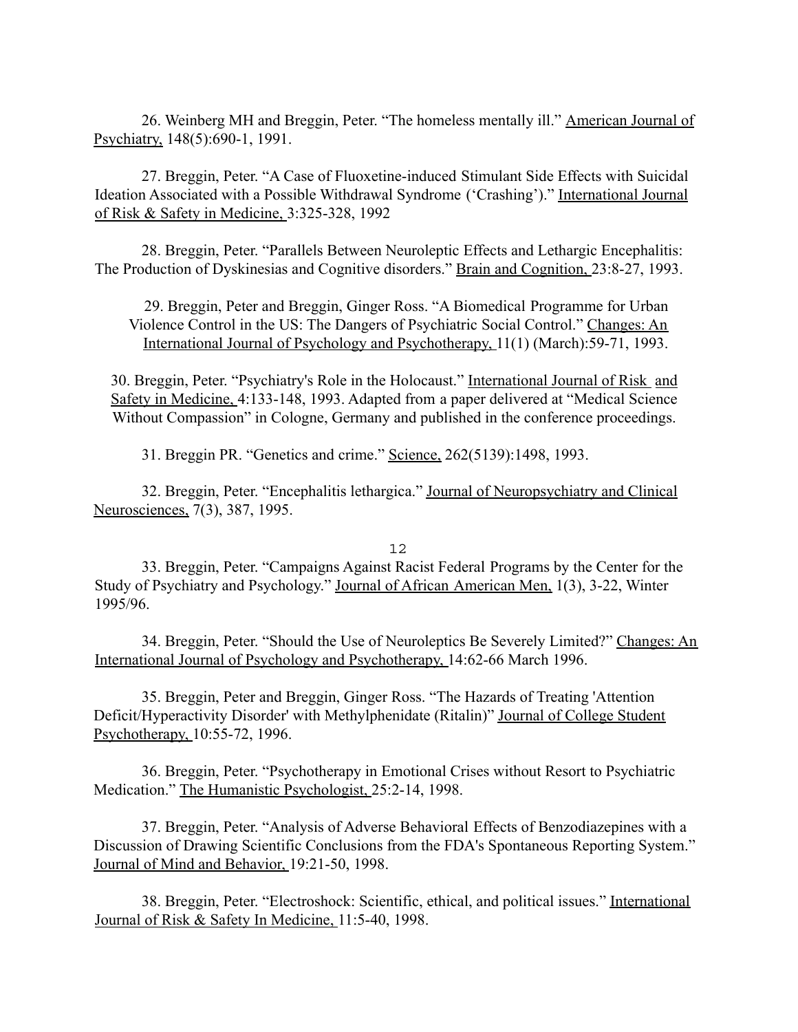26. Weinberg MH and Breggin, Peter. “The homeless mentally ill.” American Journal of Psychiatry, 148(5):690-1, 1991.

27. Breggin, Peter. “A Case of Fluoxetine-induced Stimulant Side Effects with Suicidal Ideation Associated with a Possible Withdrawal Syndrome (‘Crashing’).” International Journal of Risk & Safety in Medicine, 3:325-328, 1992

28. Breggin, Peter. “Parallels Between Neuroleptic Effects and Lethargic Encephalitis: The Production of Dyskinesias and Cognitive disorders.” Brain and Cognition, 23:8-27, 1993.

29. Breggin, Peter and Breggin, Ginger Ross. “A Biomedical Programme for Urban Violence Control in the US: The Dangers of Psychiatric Social Control.” Changes: An International Journal of Psychology and Psychotherapy, 11(1) (March):59-71, 1993.

30. Breggin, Peter. “Psychiatry's Role in the Holocaust.” International Journal of Risk and Safety in Medicine, 4:133-148, 1993. Adapted from a paper delivered at “Medical Science Without Compassion” in Cologne, Germany and published in the conference proceedings.

31. Breggin PR. “Genetics and crime.” Science, 262(5139):1498, 1993.

32. Breggin, Peter. “Encephalitis lethargica.” Journal of Neuropsychiatry and Clinical Neurosciences, 7(3), 387, 1995.

33. Breggin, Peter. “Campaigns Against Racist Federal Programs by the Center for the Study of Psychiatry and Psychology.” Journal of African American Men, 1(3), 3-22, Winter 1995/96.

34. Breggin, Peter. “Should the Use of Neuroleptics Be Severely Limited?” Changes: An International Journal of Psychology and Psychotherapy, 14:62-66 March 1996.

35. Breggin, Peter and Breggin, Ginger Ross. “The Hazards of Treating 'Attention Deficit/Hyperactivity Disorder' with Methylphenidate (Ritalin)” Journal of College Student Psychotherapy, 10:55-72, 1996.

36. Breggin, Peter. “Psychotherapy in Emotional Crises without Resort to Psychiatric Medication.” The Humanistic Psychologist, 25:2-14, 1998.

37. Breggin, Peter. “Analysis of Adverse Behavioral Effects of Benzodiazepines with a Discussion of Drawing Scientific Conclusions from the FDA's Spontaneous Reporting System.” Journal of Mind and Behavior, 19:21-50, 1998.

38. Breggin, Peter. “Electroshock: Scientific, ethical, and political issues.” International Journal of Risk & Safety In Medicine, 11:5-40, 1998.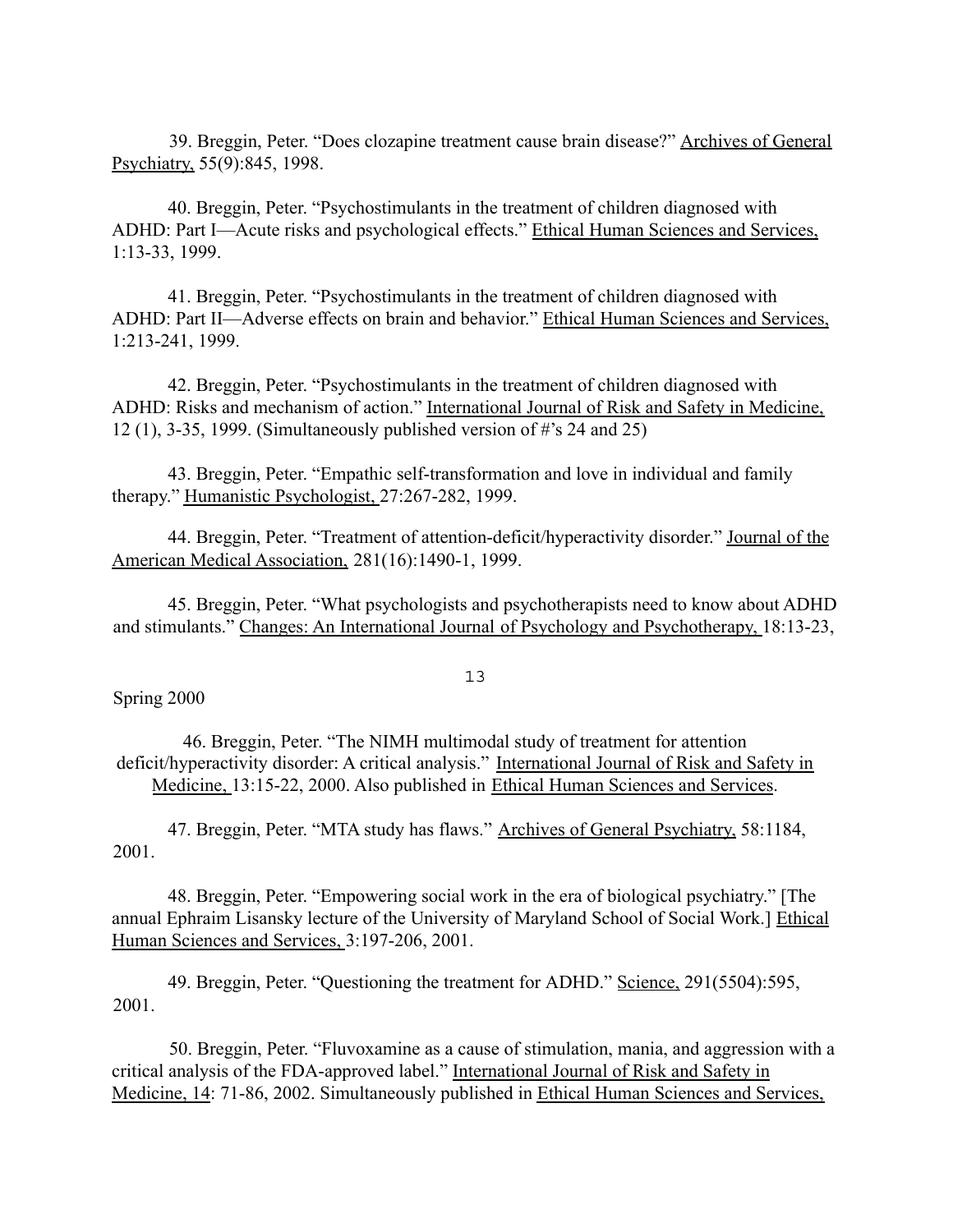39. Breggin, Peter. "Does clozapine treatment cause brain disease?" Archives of General Psychiatry, 55(9):845, 1998.

40. Breggin, Peter. "Psychostimulants in the treatment of children diagnosed with ADHD: Part I—Acute risks and psychological effects." Ethical Human Sciences and Services, 1:13-33, 1999.

41. Breggin, Peter. "Psychostimulants in the treatment of children diagnosed with ADHD: Part II—Adverse effects on brain and behavior." Ethical Human Sciences and Services, 1:213-241, 1999.

42. Breggin, Peter. "Psychostimulants in the treatment of children diagnosed with ADHD: Risks and mechanism of action." International Journal of Risk and Safety in Medicine, 12 (1), 3-35, 1999. (Simultaneously published version of #'s 24 and 25)

43. Breggin, Peter. "Empathic self-transformation and love in individual and family therapy." Humanistic Psychologist, 27:267-282, 1999.

44. Breggin, Peter. "Treatment of attention-deficit/hyperactivity disorder." Journal of the American Medical Association, 281(16):1490-1, 1999.

45. Breggin, Peter. "What psychologists and psychotherapists need to know about ADHD and stimulants." Changes: An International Journal of Psychology and Psychotherapy, 18:13-23, Spring 2000

46. Breggin, Peter. "The NIMH multimodal study of treatment for attention deficit/hyperactivity disorder: A critical analysis." International Journal of Risk and Safety in Medicine, 13:15-22, 2000. Also published in Ethical Human Sciences and Services.

47. Breggin, Peter. "MTA study has flaws." Archives of General Psychiatry, 58:1184, 2001.

48. Breggin, Peter. "Empowering social work in the era of biological psychiatry." [The annual Ephraim Lisansky lecture of the University of Maryland School of Social Work.] Ethical Human Sciences and Services, 3:197-206, 2001.

49. Breggin, Peter. "Questioning the treatment for ADHD." Science, 291(5504):595, 2001.

50. Breggin, Peter. "Fluvoxamine as a cause of stimulation, mania, and aggression with a critical analysis of the FDA-approved label." International Journal of Risk and Safety in Medicine, 14: 71-86, 2002. Simultaneously published in Ethical Human Sciences and Services,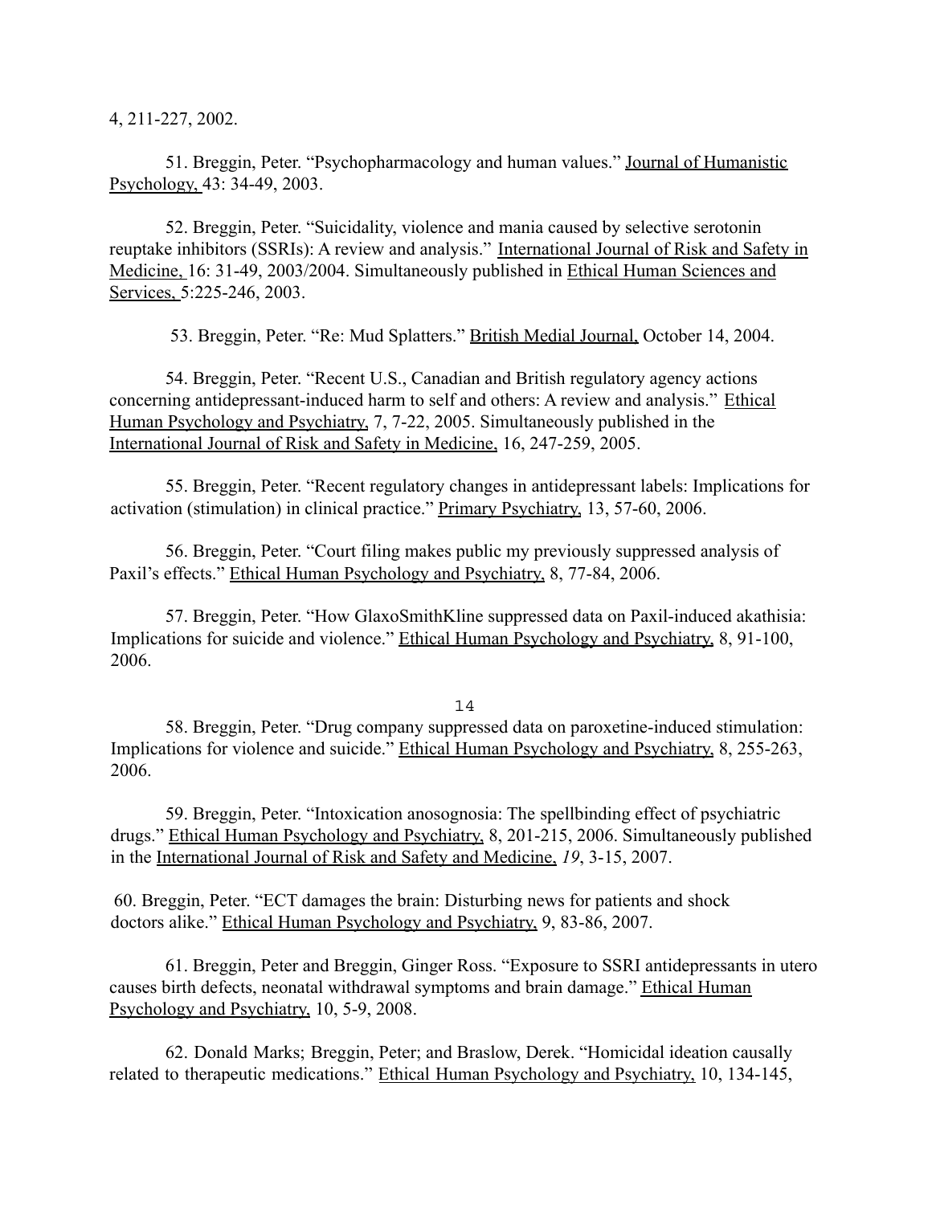4, 211-227, 2002.

51. Breggin, Peter. "Psychopharmacology and human values." Journal of Humanistic Psychology, 43: 34-49, 2003.

52. Breggin, Peter. "Suicidality, violence and mania caused by selective serotonin reuptake inhibitors (SSRIs): A review and analysis." International Journal of Risk and Safety in Medicine, 16: 31-49, 2003/2004. Simultaneously published in Ethical Human Sciences and Services, 5:225-246, 2003.

53. Breggin, Peter. "Re: Mud Splatters." British Medial Journal, October 14, 2004.

54. Breggin, Peter. "Recent U.S., Canadian and British regulatory agency actions concerning antidepressant-induced harm to self and others: A review and analysis." Ethical Human Psychology and Psychiatry, 7, 7-22, 2005. Simultaneously published in the International Journal of Risk and Safety in Medicine, 16, 247-259, 2005.

55. Breggin, Peter. "Recent regulatory changes in antidepressant labels: Implications for activation (stimulation) in clinical practice." Primary Psychiatry, 13, 57-60, 2006.

56. Breggin, Peter. "Court filing makes public my previously suppressed analysis of Paxil's effects." Ethical Human Psychology and Psychiatry, 8, 77-84, 2006.

57. Breggin, Peter. "How GlaxoSmithKline suppressed data on Paxil-induced akathisia: Implications for suicide and violence." Ethical Human Psychology and Psychiatry, 8, 91-100, 2006.

58. Breggin, Peter. "Drug company suppressed data on paroxetine-induced stimulation: Implications for violence and suicide." Ethical Human Psychology and Psychiatry, 8, 255-263, 2006.

59. Breggin, Peter. "Intoxication anosognosia: The spellbinding effect of psychiatric drugs." Ethical Human Psychology and Psychiatry, 8, 201-215, 2006. Simultaneously published in the International Journal of Risk and Safety and Medicine, *19*, 3-15, 2007.

60. Breggin, Peter. "ECT damages the brain: Disturbing news for patients and shock doctors alike." Ethical Human Psychology and Psychiatry, 9, 83-86, 2007.

61. Breggin, Peter and Breggin, Ginger Ross. "Exposure to SSRI antidepressants in utero causes birth defects, neonatal withdrawal symptoms and brain damage." Ethical Human Psychology and Psychiatry, 10, 5-9, 2008.

62. Donald Marks; Breggin, Peter; and Braslow, Derek. "Homicidal ideation causally related to therapeutic medications." Ethical Human Psychology and Psychiatry, 10, 134-145,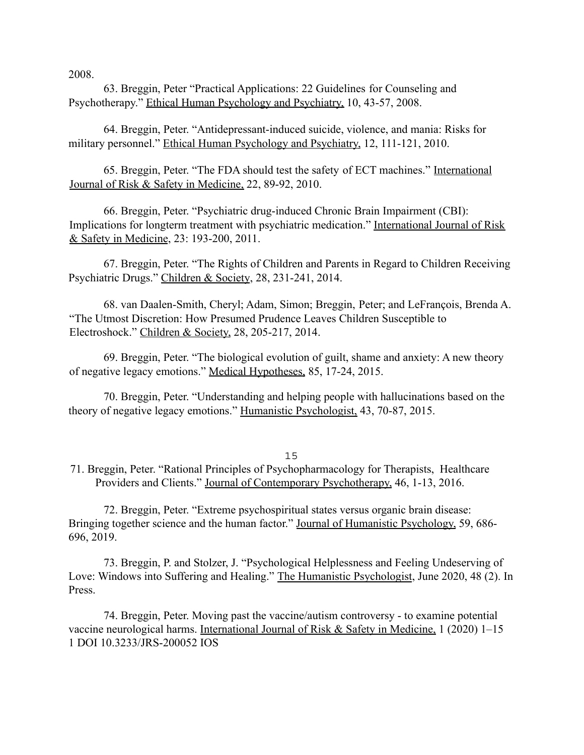2008.

63. Breggin, Peter "Practical Applications: 22 Guidelines for Counseling and Psychotherapy." Ethical Human Psychology and Psychiatry, 10, 43-57, 2008.

64. Breggin, Peter. "Antidepressant-induced suicide, violence, and mania: Risks for military personnel." Ethical Human Psychology and Psychiatry, 12, 111-121, 2010.

65. Breggin, Peter. "The FDA should test the safety of ECT machines." International Journal of Risk & Safety in Medicine, 22, 89-92, 2010.

66. Breggin, Peter. "Psychiatric drug-induced Chronic Brain Impairment (CBI): Implications for longterm treatment with psychiatric medication." International Journal of Risk & Safety in Medicine, 23: 193-200, 2011.

67. Breggin, Peter. "The Rights of Children and Parents in Regard to Children Receiving Psychiatric Drugs." Children & Society, 28, 231-241, 2014.

68. van Daalen-Smith, Cheryl; Adam, Simon; Breggin, Peter; and LeFrançois, Brenda A. "The Utmost Discretion: How Presumed Prudence Leaves Children Susceptible to Electroshock." Children & Society, 28, 205-217, 2014.

69. Breggin, Peter. "The biological evolution of guilt, shame and anxiety: A new theory of negative legacy emotions." Medical Hypotheses, 85, 17-24, 2015.

70. Breggin, Peter. "Understanding and helping people with hallucinations based on the theory of negative legacy emotions." Humanistic Psychologist, 43, 70-87, 2015.

71. Breggin, Peter. "Rational Principles of Psychopharmacology for Therapists, Healthcare Providers and Clients." Journal of Contemporary Psychotherapy, 46, 1-13, 2016.

72. Breggin, Peter. "Extreme psychospiritual states versus organic brain disease: Bringing together science and the human factor." Journal of Humanistic Psychology, 59, 686-696, 2019.

73. Breggin, P. and Stolzer, J. "Psychological Helplessness and Feeling Undeserving of Love: Windows into Suffering and Healing." The Humanistic Psychologist, June 2020, 48 (2). In Press.

74. Breggin, Peter. Moving past the vaccine/autism controversy - to examine potential vaccine neurological harms. International Journal of Risk & Safety in Medicine, 1 (2020) 1–15 1 DOI 10.3233/JRS-200052 IOS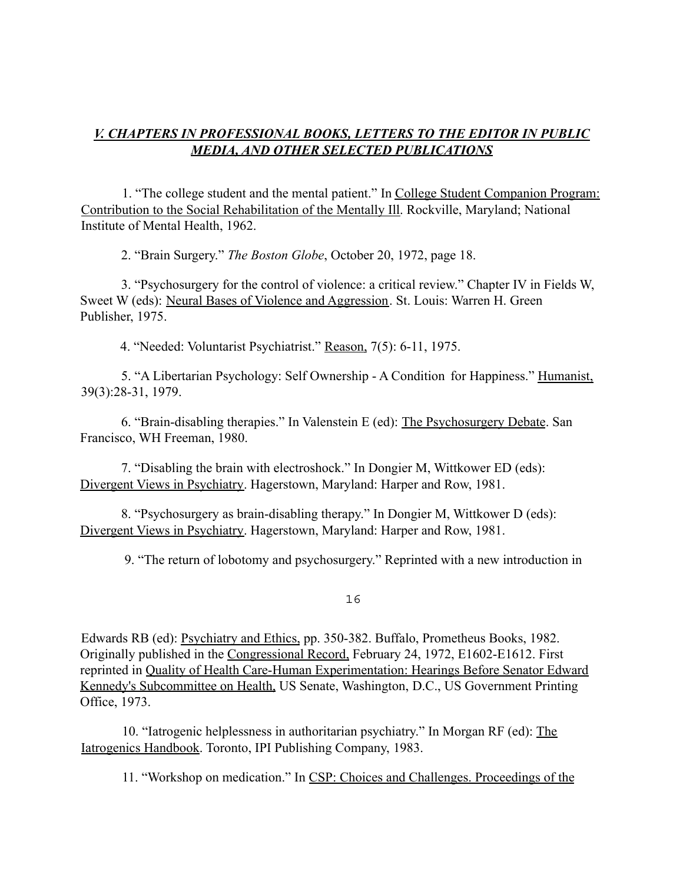## *V. CHAPTERS IN PROFESSIONAL BOOKS, LETTERS TO THE EDITOR IN PUBLIC MEDIA, AND OTHER SELECTED PUBLICATIONS*

1. "The college student and the mental patient." In College Student Companion Program: Contribution to the Social Rehabilitation of the Mentally Ill. Rockville, Maryland; National Institute of Mental Health, 1962.

2. "Brain Surgery." *The Boston Globe*, October 20, 1972, page 18.

3. "Psychosurgery for the control of violence: a critical review." Chapter IV in Fields W, Sweet W (eds): Neural Bases of Violence and Aggression. St. Louis: Warren H. Green Publisher, 1975.

4. "Needed: Voluntarist Psychiatrist." Reason, 7(5): 6-11, 1975.

5. "A Libertarian Psychology: Self Ownership - A Condition for Happiness." Humanist, 39(3):28-31, 1979.

6. "Brain-disabling therapies." In Valenstein E (ed): The Psychosurgery Debate. San Francisco, WH Freeman, 1980.

7. "Disabling the brain with electroshock." In Dongier M, Wittkower ED (eds): Divergent Views in Psychiatry. Hagerstown, Maryland: Harper and Row, 1981.

8. "Psychosurgery as brain-disabling therapy." In Dongier M, Wittkower D (eds): Divergent Views in Psychiatry. Hagerstown, Maryland: Harper and Row, 1981.

9. "The return of lobotomy and psychosurgery." Reprinted with a new introduction in Edwards RB (ed): Psychiatry and Ethics, pp. 350-382. Buffalo, Prometheus Books, 1982. Originally published in the Congressional Record, February 24, 1972, E1602-E1612. First reprinted in Quality of Health Care-Human Experimentation: Hearings Before Senator Edward Kennedy's Subcommittee on Health, US Senate, Washington, D.C., US Government Printing Office, 1973.

10. "Iatrogenic helplessness in authoritarian psychiatry." In Morgan RF (ed): The Iatrogenics Handbook. Toronto, IPI Publishing Company, 1983.

11. "Workshop on medication." In CSP: Choices and Challenges. Proceedings of the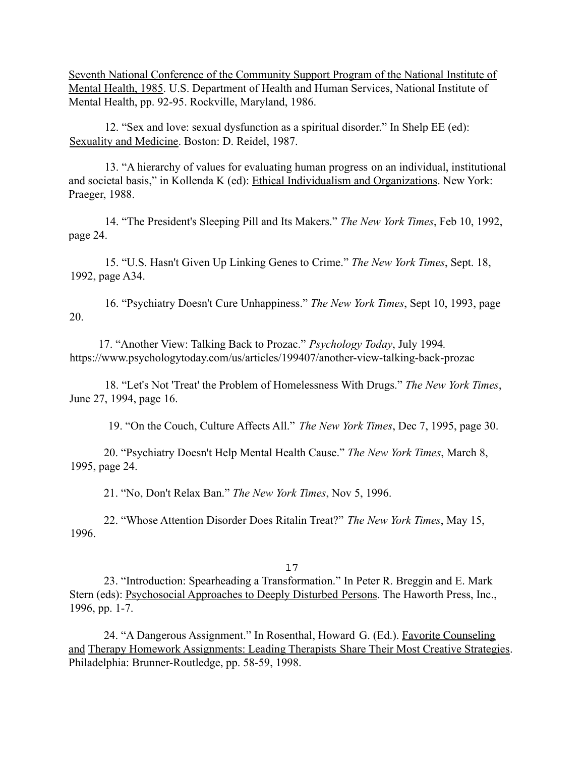Seventh National Conference of the Community Support Program of the National Institute of Mental Health, 1985. U.S. Department of Health and Human Services, National Institute of Mental Health, pp. 92-95. Rockville, Maryland, 1986.

12. "Sex and love: sexual dysfunction as a spiritual disorder." In Shelp EE (ed): Sexuality and Medicine. Boston: D. Reidel, 1987.

13. "A hierarchy of values for evaluating human progress on an individual, institutional and societal basis," in Kollenda K (ed): Ethical Individualism and Organizations. New York: Praeger, 1988.

14. "The President's Sleeping Pill and Its Makers." *The New York Times*, Feb 10, 1992, page 24.

15. "U.S. Hasn't Given Up Linking Genes to Crime." *The New York Times*, Sept. 18, 1992, page A34.

16. "Psychiatry Doesn't Cure Unhappiness." *The New York Times*, Sept 10, 1993, page 20.

17. "Another View: Talking Back to Prozac." *Psychology Today*, July 1994. https://www.psychologytoday.com/us/articles/199407/another-view-talking-back-prozac

18. "Let's Not 'Treat' the Problem of Homelessness With Drugs." *The New York Times*, June 27, 1994, page 16.

19. "On the Couch, Culture Affects All." *The New York Times*, Dec 7, 1995, page 30.

20. "Psychiatry Doesn't Help Mental Health Cause." *The New York Times*, March 8, 1995, page 24.

21. "No, Don't Relax Ban." *The New York Times*, Nov 5, 1996.

22. "Whose Attention Disorder Does Ritalin Treat?" *The New York Times*, May 15, 1996.

23. "Introduction: Spearheading a Transformation." In Peter R. Breggin and E. Mark Stern (eds): Psychosocial Approaches to Deeply Disturbed Persons. The Haworth Press, Inc., 1996, pp. 1-7.

24. "A Dangerous Assignment." In Rosenthal, Howard G. (Ed.). Favorite Counseling and Therapy Homework Assignments: Leading Therapists Share Their Most Creative Strategies. Philadelphia: Brunner-Routledge, pp. 58-59, 1998.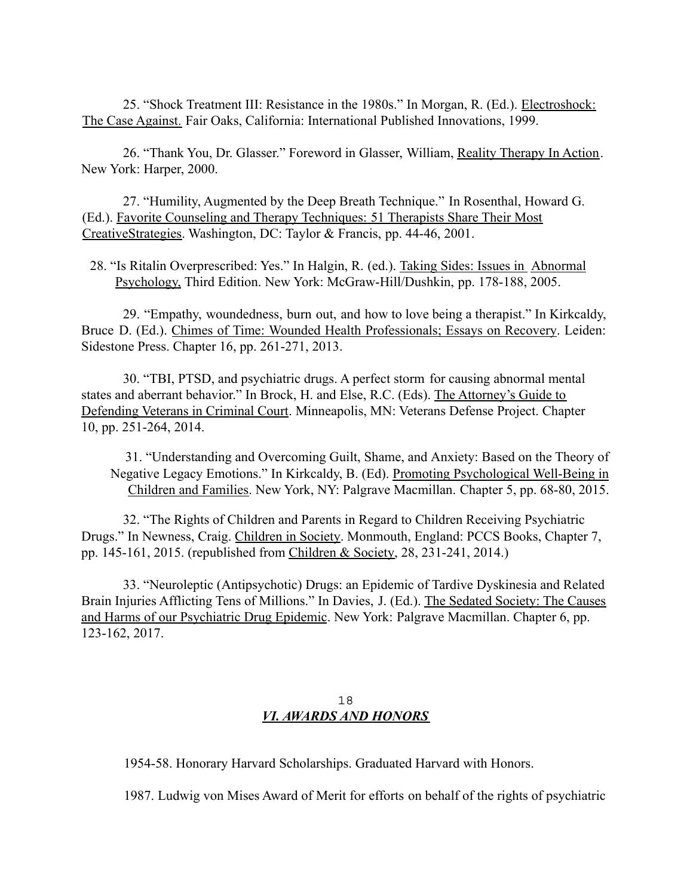25. "Shock Treatment III: Resistance in the 1980s." In Morgan, R. (Ed.). Electroshock: The Case Against. Fair Oaks, California: International Published Innovations, 1999.

26. "Thank You, Dr. Glasser." Foreword in Glasser, William, Reality Therapy In Action. New York: Harper, 2000.

27. "Humility, Augmented by the Deep Breath Technique." In Rosenthal, Howard G. (Ed.). Favorite Counseling and Therapy Techniques: 51 Therapists Share Their Most CreativeStrategies. Washington, DC: Taylor & Francis, pp. 44-46, 2001.

28. "Is Ritalin Overprescribed: Yes." In Halgin, R. (ed.). Taking Sides: Issues in Abnormal Psychology, Third Edition. New York: McGraw-Hill/Dushkin, pp. 178-188, 2005.

29. "Empathy, woundedness, burn out, and how to love being a therapist." In Kirkcaldy, Bruce D. (Ed.). Chimes of Time: Wounded Health Professionals; Essays on Recovery. Leiden: Sidestone Press. Chapter 16, pp. 261-271, 2013.

30. "TBI, PTSD, and psychiatric drugs. A perfect storm for causing abnormal mental states and aberrant behavior." In Brock, H. and Else, R.C. (Eds). The Attorney's Guide to Defending Veterans in Criminal Court. Minneapolis, MN: Veterans Defense Project. Chapter 10, pp. 251-264, 2014.

31. "Understanding and Overcoming Guilt, Shame, and Anxiety: Based on the Theory of Negative Legacy Emotions." In Kirkcaldy, B. (Ed). Promoting Psychological Well-Being in Children and Families. New York, NY: Palgrave Macmillan. Chapter 5, pp. 68-80, 2015.

32. "The Rights of Children and Parents in Regard to Children Receiving Psychiatric Drugs." In Newness, Craig. Children in Society. Monmouth, England: PCCS Books, Chapter 7, pp. 145-161, 2015. (republished from Children & Society, 28, 231-241, 2014.)

33. "Neuroleptic (Antipsychotic) Drugs: an Epidemic of Tardive Dyskinesia and Related Brain Injuries Afflicting Tens of Millions." In Davies, J. (Ed.). The Sedated Society: The Causes and Harms of our Psychiatric Drug Epidemic. New York: Palgrave Macmillan. Chapter 6, pp. 123-162, 2017.

## *VI. AWARDS AND HONORS*

1954-58. Honorary Harvard Scholarships. Graduated Harvard with Honors.

1987. Ludwig von Mises Award of Merit for efforts on behalf of the rights of psychiatric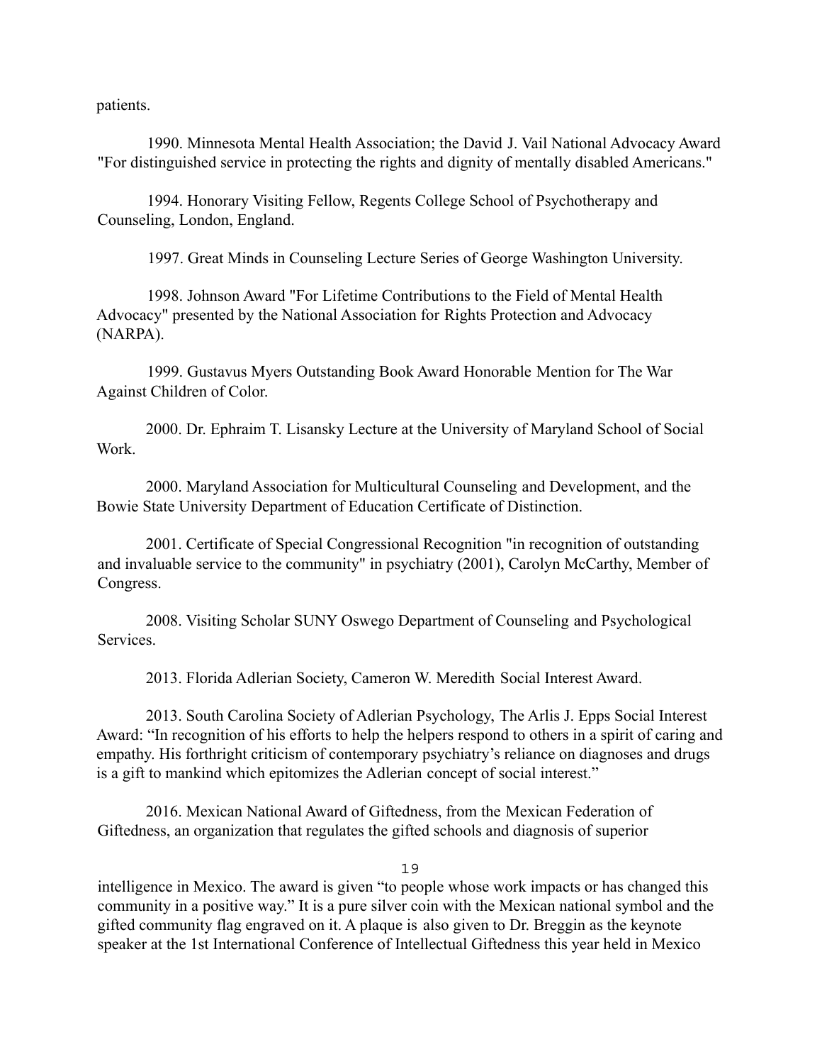patients.

1990. Minnesota Mental Health Association; the David J. Vail National Advocacy Award "For distinguished service in protecting the rights and dignity of mentally disabled Americans."

1994. Honorary Visiting Fellow, Regents College School of Psychotherapy and Counseling, London, England.

1997. Great Minds in Counseling Lecture Series of George Washington University.

1998. Johnson Award "For Lifetime Contributions to the Field of Mental Health Advocacy" presented by the National Association for Rights Protection and Advocacy (NARPA).

1999. Gustavus Myers Outstanding Book Award Honorable Mention for The War Against Children of Color.

2000. Dr. Ephraim T. Lisansky Lecture at the University of Maryland School of Social Work.

2000. Maryland Association for Multicultural Counseling and Development, and the Bowie State University Department of Education Certificate of Distinction.

2001. Certificate of Special Congressional Recognition "in recognition of outstanding and invaluable service to the community" in psychiatry (2001), Carolyn McCarthy, Member of Congress.

2008. Visiting Scholar SUNY Oswego Department of Counseling and Psychological Services.

2013. Florida Adlerian Society, Cameron W. Meredith Social Interest Award.

2013. South Carolina Society of Adlerian Psychology, The Arlis J. Epps Social Interest Award: "In recognition of his efforts to help the helpers respond to others in a spirit of caring and empathy. His forthright criticism of contemporary psychiatry's reliance on diagnoses and drugs is a gift to mankind which epitomizes the Adlerian concept of social interest."

2016. Mexican National Award of Giftedness, from the Mexican Federation of Giftedness, an organization that regulates the gifted schools and diagnosis of superior intelligence in Mexico. The award is given "to people whose work impacts or has changed this community in a positive way." It is a pure silver coin with the Mexican national symbol and the gifted community flag engraved on it. A plaque is also given to Dr. Breggin as the keynote speaker at the 1st International Conference of Intellectual Giftedness this year held in Mexico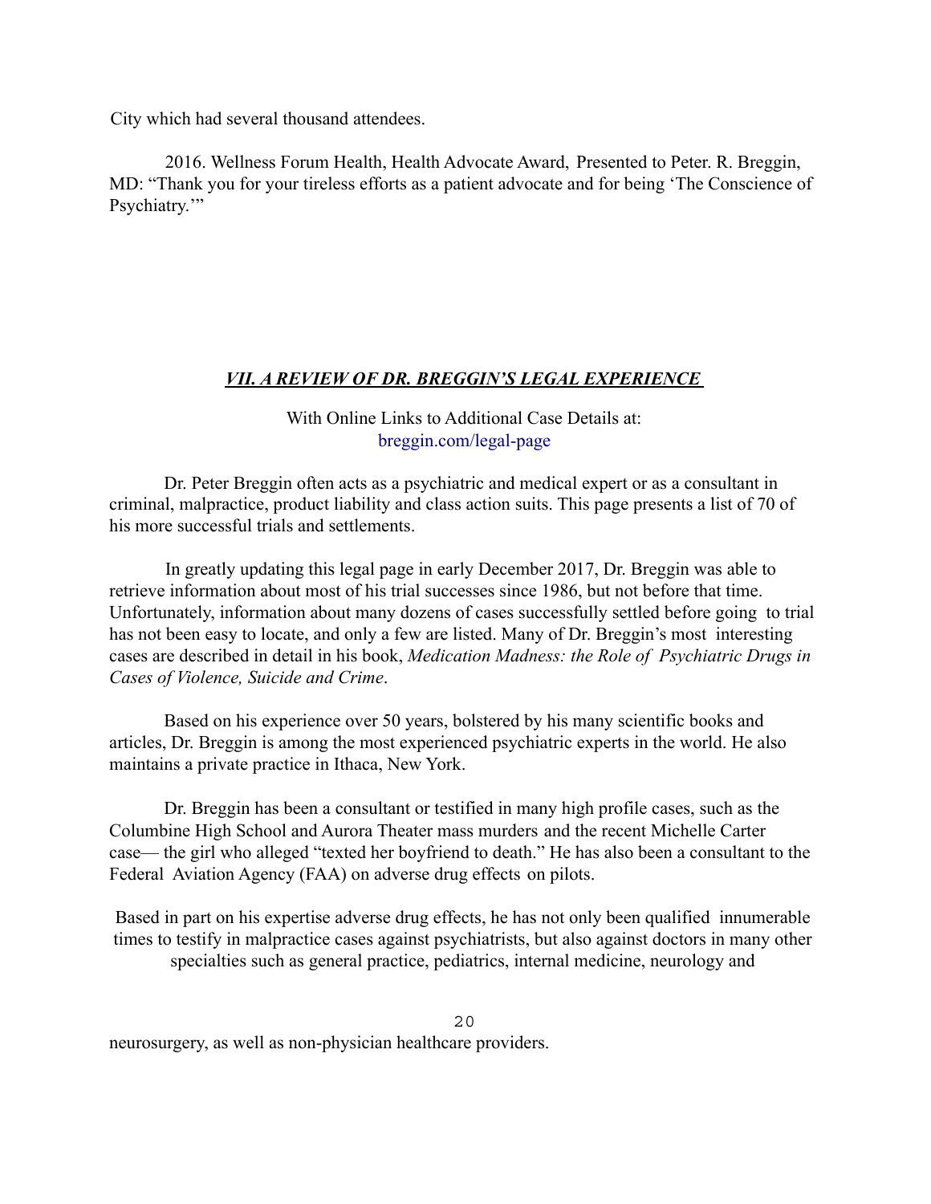City which had several thousand attendees.

2016. Wellness Forum Health, Health Advocate Award, Presented to Peter. R. Breggin, MD: "Thank you for your tireless efforts as a patient advocate and for being 'The Conscience of Psychiatry.'"

## ***VII. A REVIEW OF DR. BREGGIN'S LEGAL EXPERIENCE***

With Online Links to Additional Case Details at:
breggin.com/legal-page

Dr. Peter Breggin often acts as a psychiatric and medical expert or as a consultant in criminal, malpractice, product liability and class action suits. This page presents a list of 70 of his more successful trials and settlements.

In greatly updating this legal page in early December 2017, Dr. Breggin was able to retrieve information about most of his trial successes since 1986, but not before that time. Unfortunately, information about many dozens of cases successfully settled before going to trial has not been easy to locate, and only a few are listed. Many of Dr. Breggin's most interesting cases are described in detail in his book, *Medication Madness: the Role of Psychiatric Drugs in Cases of Violence, Suicide and Crime*.

Based on his experience over 50 years, bolstered by his many scientific books and articles, Dr. Breggin is among the most experienced psychiatric experts in the world. He also maintains a private practice in Ithaca, New York.

Dr. Breggin has been a consultant or testified in many high profile cases, such as the Columbine High School and Aurora Theater mass murders and the recent Michelle Carter case— the girl who alleged "texted her boyfriend to death." He has also been a consultant to the Federal Aviation Agency (FAA) on adverse drug effects on pilots.

Based in part on his expertise adverse drug effects, he has not only been qualified innumerable times to testify in malpractice cases against psychiatrists, but also against doctors in many other specialties such as general practice, pediatrics, internal medicine, neurology and neurosurgery, as well as non-physician healthcare providers.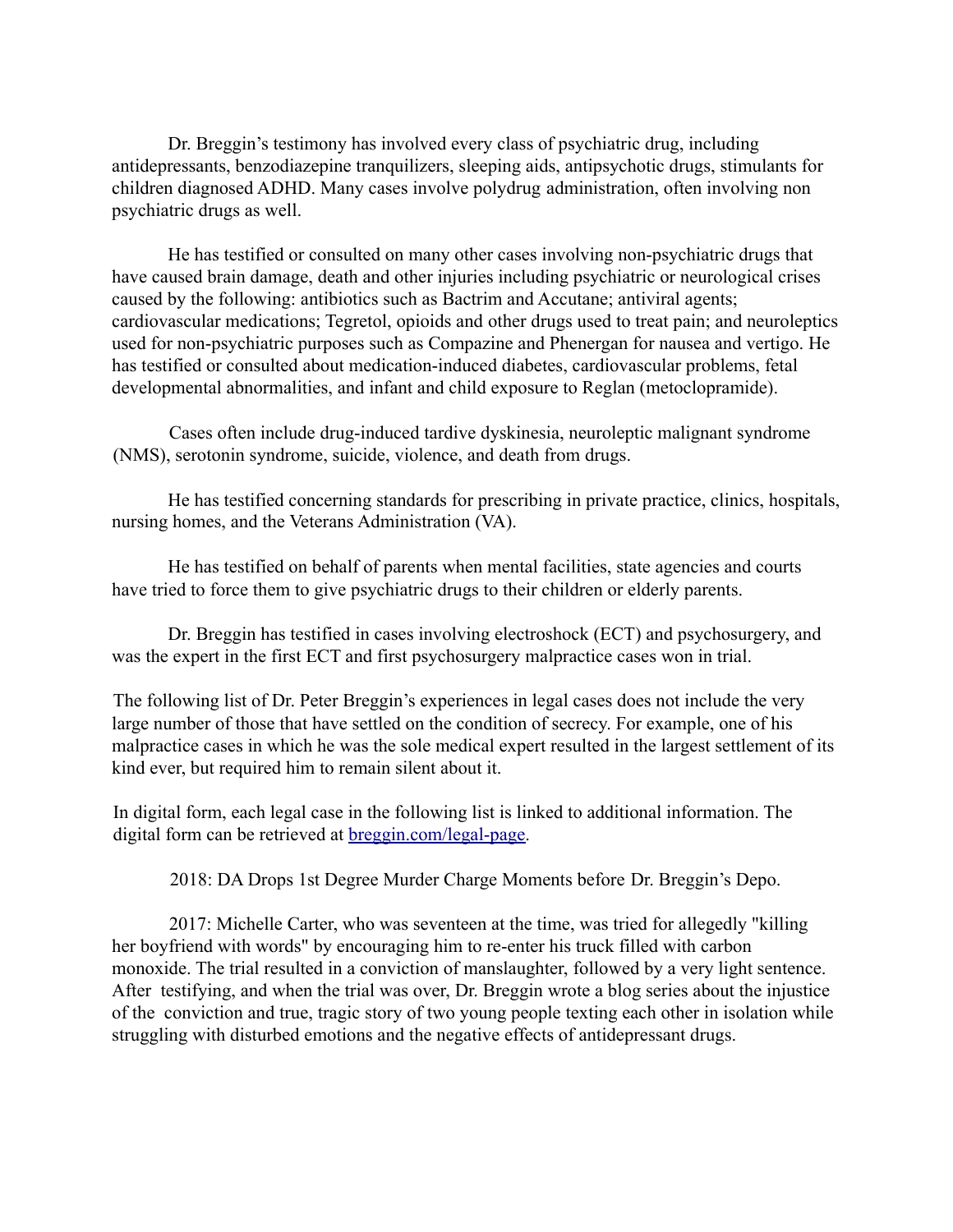Dr. Breggin's testimony has involved every class of psychiatric drug, including antidepressants, benzodiazepine tranquilizers, sleeping aids, antipsychotic drugs, stimulants for children diagnosed ADHD. Many cases involve polydrug administration, often involving non psychiatric drugs as well.

He has testified or consulted on many other cases involving non-psychiatric drugs that have caused brain damage, death and other injuries including psychiatric or neurological crises caused by the following: antibiotics such as Bactrim and Accutane; antiviral agents; cardiovascular medications; Tegretol, opioids and other drugs used to treat pain; and neuroleptics used for non-psychiatric purposes such as Compazine and Phenergan for nausea and vertigo. He has testified or consulted about medication-induced diabetes, cardiovascular problems, fetal developmental abnormalities, and infant and child exposure to Reglan (metoclopramide).

Cases often include drug-induced tardive dyskinesia, neuroleptic malignant syndrome (NMS), serotonin syndrome, suicide, violence, and death from drugs.

He has testified concerning standards for prescribing in private practice, clinics, hospitals, nursing homes, and the Veterans Administration (VA).

He has testified on behalf of parents when mental facilities, state agencies and courts have tried to force them to give psychiatric drugs to their children or elderly parents.

Dr. Breggin has testified in cases involving electroshock (ECT) and psychosurgery, and was the expert in the first ECT and first psychosurgery malpractice cases won in trial.

The following list of Dr. Peter Breggin's experiences in legal cases does not include the very large number of those that have settled on the condition of secrecy. For example, one of his malpractice cases in which he was the sole medical expert resulted in the largest settlement of its kind ever, but required him to remain silent about it.

In digital form, each legal case in the following list is linked to additional information. The digital form can be retrieved at [breggin.com/legal-page](breggin.com/legal-page).

2018: DA Drops 1st Degree Murder Charge Moments before Dr. Breggin's Depo.

2017: Michelle Carter, who was seventeen at the time, was tried for allegedly "killing her boyfriend with words" by encouraging him to re-enter his truck filled with carbon monoxide. The trial resulted in a conviction of manslaughter, followed by a very light sentence. After testifying, and when the trial was over, Dr. Breggin wrote a blog series about the injustice of the conviction and true, tragic story of two young people texting each other in isolation while struggling with disturbed emotions and the negative effects of antidepressant drugs.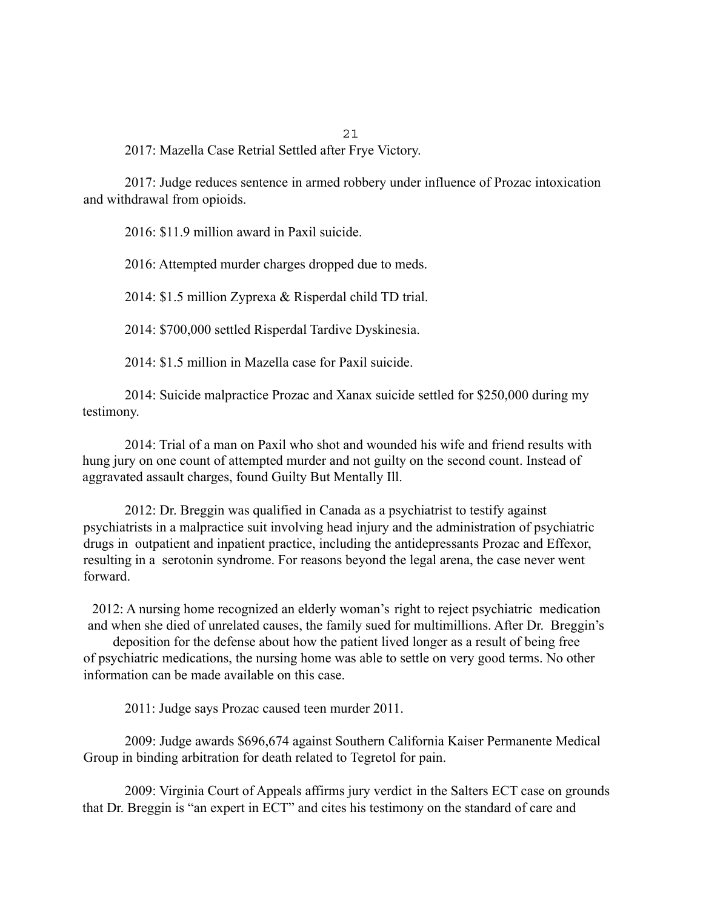2017: Mazella Case Retrial Settled after Frye Victory.

2017: Judge reduces sentence in armed robbery under influence of Prozac intoxication and withdrawal from opioids.

2016: $11.9 million award in Paxil suicide.

2016: Attempted murder charges dropped due to meds.

2014: $1.5 million Zyprexa & Risperdal child TD trial.

2014: $700,000 settled Risperdal Tardive Dyskinesia.

2014: $1.5 million in Mazella case for Paxil suicide.

2014: Suicide malpractice Prozac and Xanax suicide settled for $250,000 during my testimony.

2014: Trial of a man on Paxil who shot and wounded his wife and friend results with hung jury on one count of attempted murder and not guilty on the second count. Instead of aggravated assault charges, found Guilty But Mentally Ill.

2012: Dr. Breggin was qualified in Canada as a psychiatrist to testify against psychiatrists in a malpractice suit involving head injury and the administration of psychiatric drugs in outpatient and inpatient practice, including the antidepressants Prozac and Effexor, resulting in a serotonin syndrome. For reasons beyond the legal arena, the case never went forward.

2012: A nursing home recognized an elderly woman's right to reject psychiatric medication and when she died of unrelated causes, the family sued for multimillions. After Dr. Breggin's deposition for the defense about how the patient lived longer as a result of being free of psychiatric medications, the nursing home was able to settle on very good terms. No other information can be made available on this case.

2011: Judge says Prozac caused teen murder 2011.

2009: Judge awards $696,674 against Southern California Kaiser Permanente Medical Group in binding arbitration for death related to Tegretol for pain.

2009: Virginia Court of Appeals affirms jury verdict in the Salters ECT case on grounds that Dr. Breggin is "an expert in ECT" and cites his testimony on the standard of care and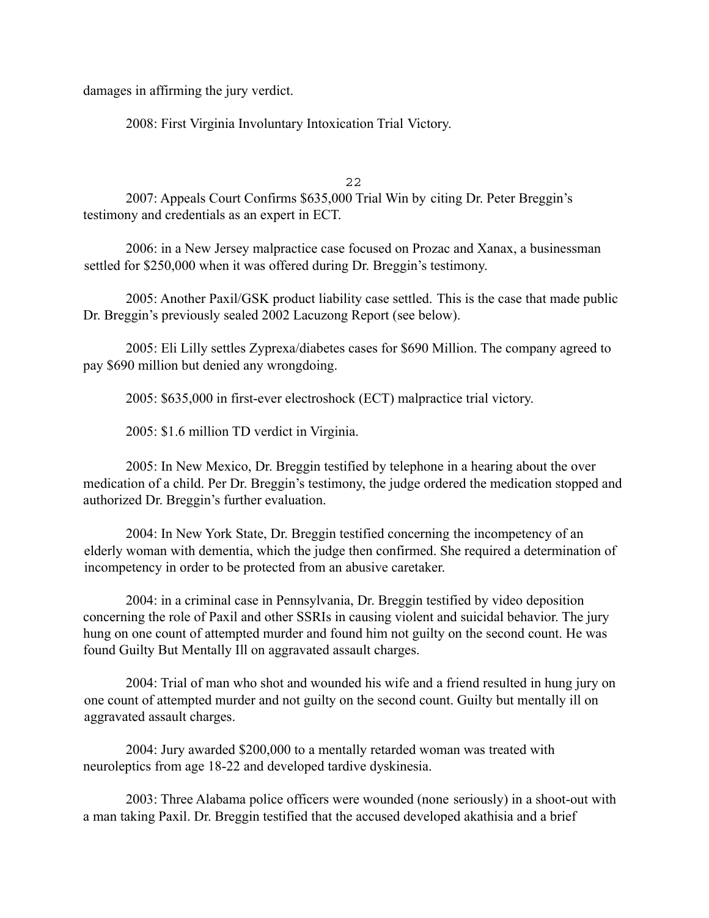damages in affirming the jury verdict.

2008: First Virginia Involuntary Intoxication Trial Victory.

2007: Appeals Court Confirms $635,000 Trial Win by citing Dr. Peter Breggin's testimony and credentials as an expert in ECT.

2006: in a New Jersey malpractice case focused on Prozac and Xanax, a businessman settled for $250,000 when it was offered during Dr. Breggin's testimony.

2005: Another Paxil/GSK product liability case settled. This is the case that made public Dr. Breggin's previously sealed 2002 Lacuzong Report (see below).

2005: Eli Lilly settles Zyprexa/diabetes cases for $690 Million. The company agreed to pay $690 million but denied any wrongdoing.

2005: $635,000 in first-ever electroshock (ECT) malpractice trial victory.

2005: $1.6 million TD verdict in Virginia.

2005: In New Mexico, Dr. Breggin testified by telephone in a hearing about the over medication of a child. Per Dr. Breggin's testimony, the judge ordered the medication stopped and authorized Dr. Breggin's further evaluation.

2004: In New York State, Dr. Breggin testified concerning the incompetency of an elderly woman with dementia, which the judge then confirmed. She required a determination of incompetency in order to be protected from an abusive caretaker.

2004: in a criminal case in Pennsylvania, Dr. Breggin testified by video deposition concerning the role of Paxil and other SSRIs in causing violent and suicidal behavior. The jury hung on one count of attempted murder and found him not guilty on the second count. He was found Guilty But Mentally Ill on aggravated assault charges.

2004: Trial of man who shot and wounded his wife and a friend resulted in hung jury on one count of attempted murder and not guilty on the second count. Guilty but mentally ill on aggravated assault charges.

2004: Jury awarded $200,000 to a mentally retarded woman was treated with neuroleptics from age 18-22 and developed tardive dyskinesia.

2003: Three Alabama police officers were wounded (none seriously) in a shoot-out with a man taking Paxil. Dr. Breggin testified that the accused developed akathisia and a brief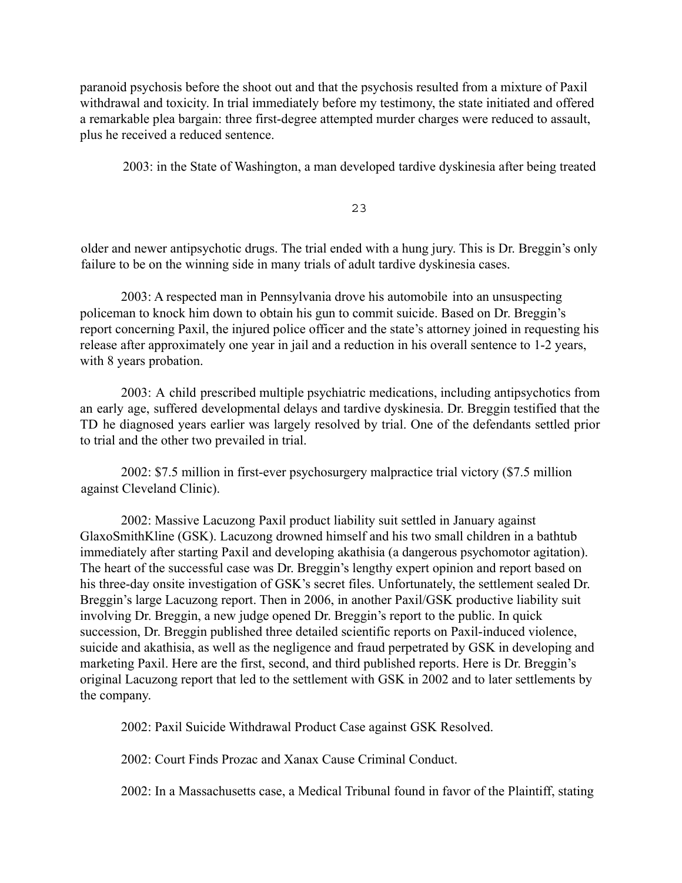paranoid psychosis before the shoot out and that the psychosis resulted from a mixture of Paxil withdrawal and toxicity. In trial immediately before my testimony, the state initiated and offered a remarkable plea bargain: three first-degree attempted murder charges were reduced to assault, plus he received a reduced sentence.

2003: in the State of Washington, a man developed tardive dyskinesia after being treated older and newer antipsychotic drugs. The trial ended with a hung jury. This is Dr. Breggin's only failure to be on the winning side in many trials of adult tardive dyskinesia cases.

2003: A respected man in Pennsylvania drove his automobile into an unsuspecting policeman to knock him down to obtain his gun to commit suicide. Based on Dr. Breggin's report concerning Paxil, the injured police officer and the state's attorney joined in requesting his release after approximately one year in jail and a reduction in his overall sentence to 1-2 years, with 8 years probation.

2003: A child prescribed multiple psychiatric medications, including antipsychotics from an early age, suffered developmental delays and tardive dyskinesia. Dr. Breggin testified that the TD he diagnosed years earlier was largely resolved by trial. One of the defendants settled prior to trial and the other two prevailed in trial.

2002: $7.5 million in first-ever psychosurgery malpractice trial victory ($7.5 million against Cleveland Clinic).

2002: Massive Lacuzong Paxil product liability suit settled in January against GlaxoSmithKline (GSK). Lacuzong drowned himself and his two small children in a bathtub immediately after starting Paxil and developing akathisia (a dangerous psychomotor agitation). The heart of the successful case was Dr. Breggin's lengthy expert opinion and report based on his three-day onsite investigation of GSK's secret files. Unfortunately, the settlement sealed Dr. Breggin's large Lacuzong report. Then in 2006, in another Paxil/GSK productive liability suit involving Dr. Breggin, a new judge opened Dr. Breggin's report to the public. In quick succession, Dr. Breggin published three detailed scientific reports on Paxil-induced violence, suicide and akathisia, as well as the negligence and fraud perpetrated by GSK in developing and marketing Paxil. Here are the first, second, and third published reports. Here is Dr. Breggin's original Lacuzong report that led to the settlement with GSK in 2002 and to later settlements by the company.

2002: Paxil Suicide Withdrawal Product Case against GSK Resolved.

2002: Court Finds Prozac and Xanax Cause Criminal Conduct.

2002: In a Massachusetts case, a Medical Tribunal found in favor of the Plaintiff, stating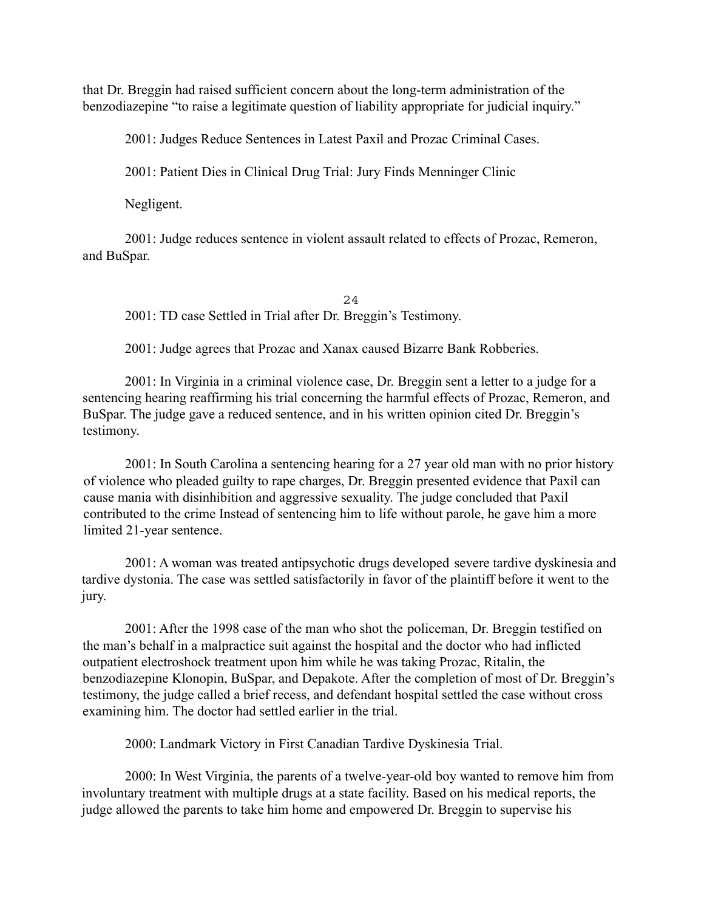that Dr. Breggin had raised sufficient concern about the long-term administration of the benzodiazepine "to raise a legitimate question of liability appropriate for judicial inquiry."

2001: Judges Reduce Sentences in Latest Paxil and Prozac Criminal Cases.

2001: Patient Dies in Clinical Drug Trial: Jury Finds Menninger Clinic

Negligent.

2001: Judge reduces sentence in violent assault related to effects of Prozac, Remeron, and BuSpar.

2001: TD case Settled in Trial after Dr. Breggin's Testimony.

2001: Judge agrees that Prozac and Xanax caused Bizarre Bank Robberies.

2001: In Virginia in a criminal violence case, Dr. Breggin sent a letter to a judge for a sentencing hearing reaffirming his trial concerning the harmful effects of Prozac, Remeron, and BuSpar. The judge gave a reduced sentence, and in his written opinion cited Dr. Breggin's testimony.

2001: In South Carolina a sentencing hearing for a 27 year old man with no prior history of violence who pleaded guilty to rape charges, Dr. Breggin presented evidence that Paxil can cause mania with disinhibition and aggressive sexuality. The judge concluded that Paxil contributed to the crime Instead of sentencing him to life without parole, he gave him a more limited 21-year sentence.

2001: A woman was treated antipsychotic drugs developed severe tardive dyskinesia and tardive dystonia. The case was settled satisfactorily in favor of the plaintiff before it went to the jury.

2001: After the 1998 case of the man who shot the policeman, Dr. Breggin testified on the man's behalf in a malpractice suit against the hospital and the doctor who had inflicted outpatient electroshock treatment upon him while he was taking Prozac, Ritalin, the benzodiazepine Klonopin, BuSpar, and Depakote. After the completion of most of Dr. Breggin's testimony, the judge called a brief recess, and defendant hospital settled the case without cross examining him. The doctor had settled earlier in the trial.

2000: Landmark Victory in First Canadian Tardive Dyskinesia Trial.

2000: In West Virginia, the parents of a twelve-year-old boy wanted to remove him from involuntary treatment with multiple drugs at a state facility. Based on his medical reports, the judge allowed the parents to take him home and empowered Dr. Breggin to supervise his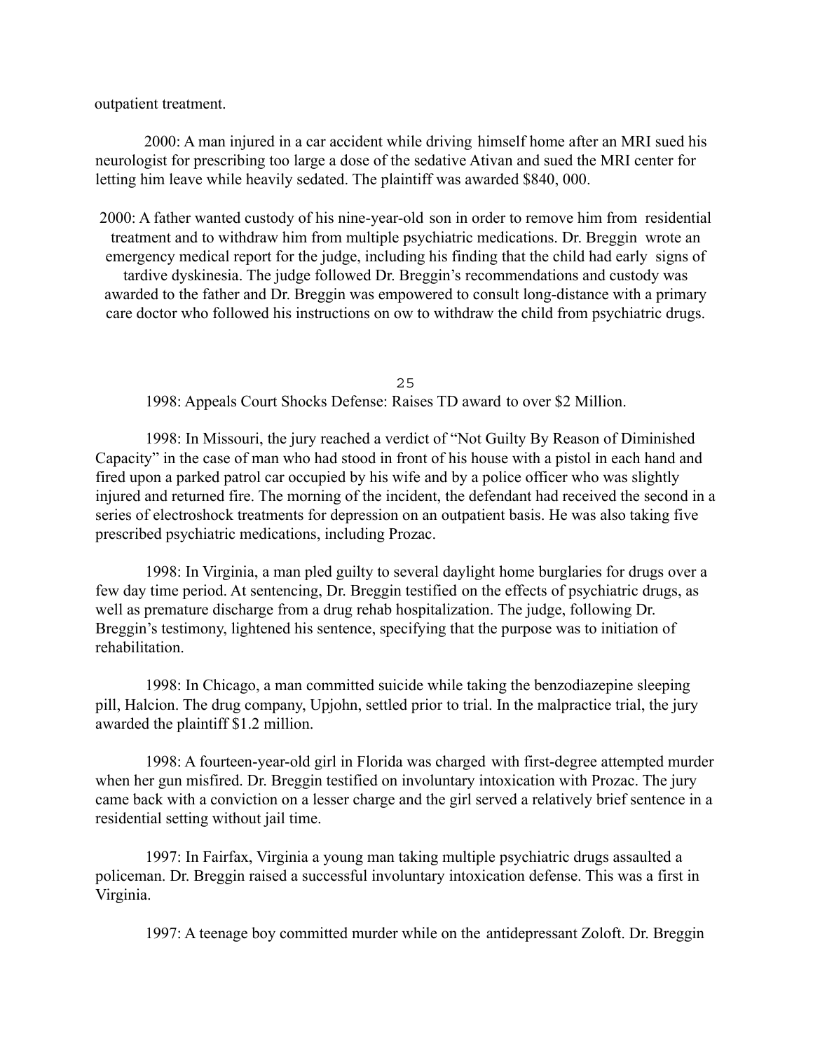outpatient treatment.

2000: A man injured in a car accident while driving himself home after an MRI sued his neurologist for prescribing too large a dose of the sedative Ativan and sued the MRI center for letting him leave while heavily sedated. The plaintiff was awarded $840, 000.

2000: A father wanted custody of his nine-year-old son in order to remove him from residential treatment and to withdraw him from multiple psychiatric medications. Dr. Breggin wrote an emergency medical report for the judge, including his finding that the child had early signs of tardive dyskinesia. The judge followed Dr. Breggin's recommendations and custody was awarded to the father and Dr. Breggin was empowered to consult long-distance with a primary care doctor who followed his instructions on ow to withdraw the child from psychiatric drugs.

1998: Appeals Court Shocks Defense: Raises TD award to over $2 Million.

1998: In Missouri, the jury reached a verdict of "Not Guilty By Reason of Diminished Capacity" in the case of man who had stood in front of his house with a pistol in each hand and fired upon a parked patrol car occupied by his wife and by a police officer who was slightly injured and returned fire. The morning of the incident, the defendant had received the second in a series of electroshock treatments for depression on an outpatient basis. He was also taking five prescribed psychiatric medications, including Prozac.

1998: In Virginia, a man pled guilty to several daylight home burglaries for drugs over a few day time period. At sentencing, Dr. Breggin testified on the effects of psychiatric drugs, as well as premature discharge from a drug rehab hospitalization. The judge, following Dr. Breggin's testimony, lightened his sentence, specifying that the purpose was to initiation of rehabilitation.

1998: In Chicago, a man committed suicide while taking the benzodiazepine sleeping pill, Halcion. The drug company, Upjohn, settled prior to trial. In the malpractice trial, the jury awarded the plaintiff $1.2 million.

1998: A fourteen-year-old girl in Florida was charged with first-degree attempted murder when her gun misfired. Dr. Breggin testified on involuntary intoxication with Prozac. The jury came back with a conviction on a lesser charge and the girl served a relatively brief sentence in a residential setting without jail time.

1997: In Fairfax, Virginia a young man taking multiple psychiatric drugs assaulted a policeman. Dr. Breggin raised a successful involuntary intoxication defense. This was a first in Virginia.

1997: A teenage boy committed murder while on the antidepressant Zoloft. Dr. Breggin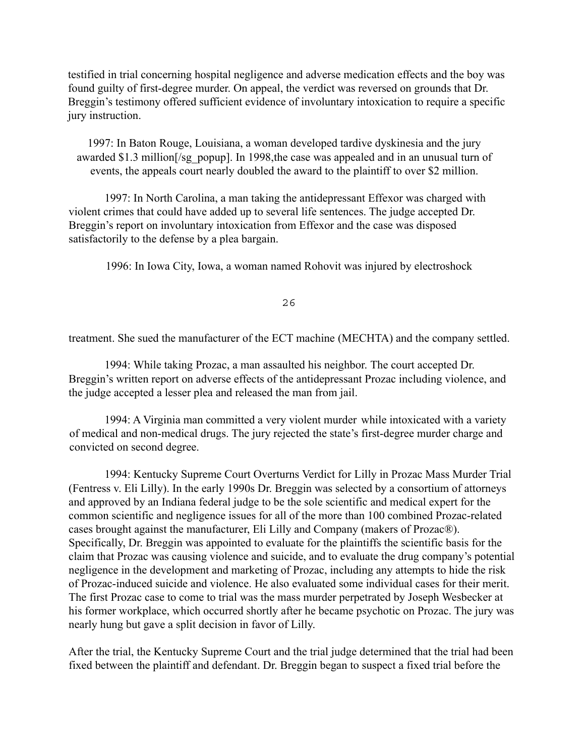testified in trial concerning hospital negligence and adverse medication effects and the boy was found guilty of first-degree murder. On appeal, the verdict was reversed on grounds that Dr. Breggin's testimony offered sufficient evidence of involuntary intoxication to require a specific jury instruction.

1997: In Baton Rouge, Louisiana, a woman developed tardive dyskinesia and the jury awarded $1.3 million[/sg_popup]. In 1998,the case was appealed and in an unusual turn of events, the appeals court nearly doubled the award to the plaintiff to over $2 million.

1997: In North Carolina, a man taking the antidepressant Effexor was charged with violent crimes that could have added up to several life sentences. The judge accepted Dr. Breggin's report on involuntary intoxication from Effexor and the case was disposed satisfactorily to the defense by a plea bargain.

1996: In Iowa City, Iowa, a woman named Rohovit was injured by electroshock treatment. She sued the manufacturer of the ECT machine (MECHTA) and the company settled.

1994: While taking Prozac, a man assaulted his neighbor. The court accepted Dr. Breggin's written report on adverse effects of the antidepressant Prozac including violence, and the judge accepted a lesser plea and released the man from jail.

1994: A Virginia man committed a very violent murder while intoxicated with a variety of medical and non-medical drugs. The jury rejected the state's first-degree murder charge and convicted on second degree.

1994: Kentucky Supreme Court Overturns Verdict for Lilly in Prozac Mass Murder Trial (Fentress v. Eli Lilly). In the early 1990s Dr. Breggin was selected by a consortium of attorneys and approved by an Indiana federal judge to be the sole scientific and medical expert for the common scientific and negligence issues for all of the more than 100 combined Prozac-related cases brought against the manufacturer, Eli Lilly and Company (makers of Prozac®). Specifically, Dr. Breggin was appointed to evaluate for the plaintiffs the scientific basis for the claim that Prozac was causing violence and suicide, and to evaluate the drug company's potential negligence in the development and marketing of Prozac, including any attempts to hide the risk of Prozac-induced suicide and violence. He also evaluated some individual cases for their merit. The first Prozac case to come to trial was the mass murder perpetrated by Joseph Wesbecker at his former workplace, which occurred shortly after he became psychotic on Prozac. The jury was nearly hung but gave a split decision in favor of Lilly.

After the trial, the Kentucky Supreme Court and the trial judge determined that the trial had been fixed between the plaintiff and defendant. Dr. Breggin began to suspect a fixed trial before the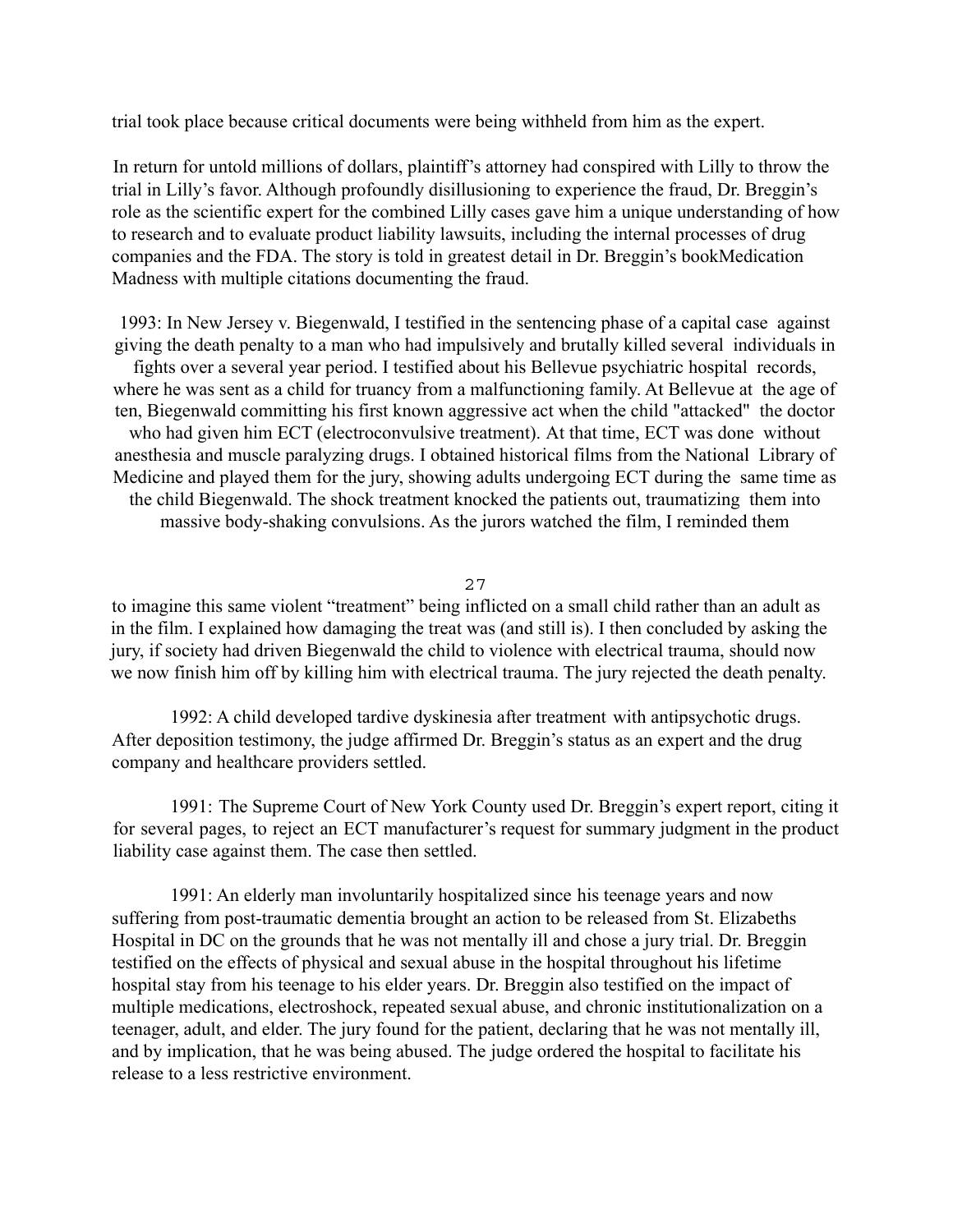trial took place because critical documents were being withheld from him as the expert.

In return for untold millions of dollars, plaintiff's attorney had conspired with Lilly to throw the trial in Lilly's favor. Although profoundly disillusioning to experience the fraud, Dr. Breggin's role as the scientific expert for the combined Lilly cases gave him a unique understanding of how to research and to evaluate product liability lawsuits, including the internal processes of drug companies and the FDA. The story is told in greatest detail in Dr. Breggin's bookMedication Madness with multiple citations documenting the fraud.

1993: In New Jersey v. Biegenwald, I testified in the sentencing phase of a capital case against giving the death penalty to a man who had impulsively and brutally killed several individuals in fights over a several year period. I testified about his Bellevue psychiatric hospital records, where he was sent as a child for truancy from a malfunctioning family. At Bellevue at the age of ten, Biegenwald committing his first known aggressive act when the child "attacked" the doctor who had given him ECT (electroconvulsive treatment). At that time, ECT was done without anesthesia and muscle paralyzing drugs. I obtained historical films from the National Library of Medicine and played them for the jury, showing adults undergoing ECT during the same time as the child Biegenwald. The shock treatment knocked the patients out, traumatizing them into massive body-shaking convulsions. As the jurors watched the film, I reminded them to imagine this same violent "treatment" being inflicted on a small child rather than an adult as in the film. I explained how damaging the treat was (and still is). I then concluded by asking the jury, if society had driven Biegenwald the child to violence with electrical trauma, should now we now finish him off by killing him with electrical trauma. The jury rejected the death penalty.

1992: A child developed tardive dyskinesia after treatment with antipsychotic drugs. After deposition testimony, the judge affirmed Dr. Breggin's status as an expert and the drug company and healthcare providers settled.

1991: The Supreme Court of New York County used Dr. Breggin's expert report, citing it for several pages, to reject an ECT manufacturer's request for summary judgment in the product liability case against them. The case then settled.

1991: An elderly man involuntarily hospitalized since his teenage years and now suffering from post-traumatic dementia brought an action to be released from St. Elizabeths Hospital in DC on the grounds that he was not mentally ill and chose a jury trial. Dr. Breggin testified on the effects of physical and sexual abuse in the hospital throughout his lifetime hospital stay from his teenage to his elder years. Dr. Breggin also testified on the impact of multiple medications, electroshock, repeated sexual abuse, and chronic institutionalization on a teenager, adult, and elder. The jury found for the patient, declaring that he was not mentally ill, and by implication, that he was being abused. The judge ordered the hospital to facilitate his release to a less restrictive environment.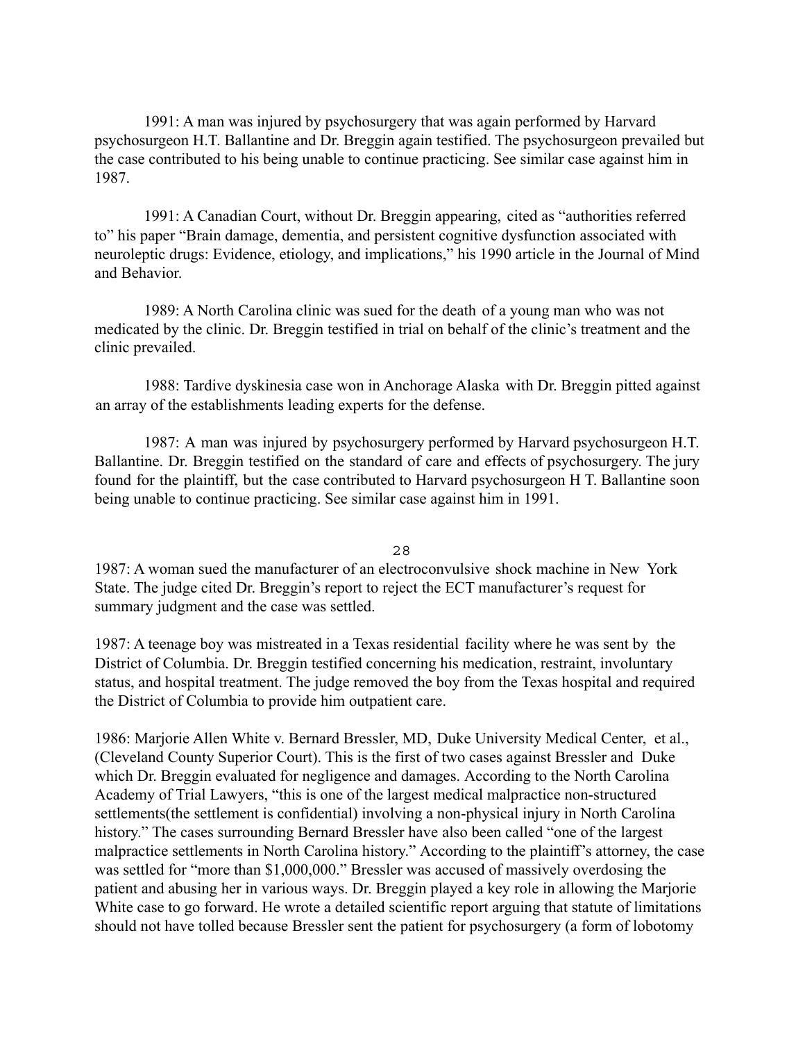1991: A man was injured by psychosurgery that was again performed by Harvard psychosurgeon H.T. Ballantine and Dr. Breggin again testified. The psychosurgeon prevailed but the case contributed to his being unable to continue practicing. See similar case against him in 1987.

1991: A Canadian Court, without Dr. Breggin appearing, cited as "authorities referred to" his paper "Brain damage, dementia, and persistent cognitive dysfunction associated with neuroleptic drugs: Evidence, etiology, and implications," his 1990 article in the Journal of Mind and Behavior.

1989: A North Carolina clinic was sued for the death of a young man who was not medicated by the clinic. Dr. Breggin testified in trial on behalf of the clinic's treatment and the clinic prevailed.

1988: Tardive dyskinesia case won in Anchorage Alaska with Dr. Breggin pitted against an array of the establishments leading experts for the defense.

1987: A man was injured by psychosurgery performed by Harvard psychosurgeon H.T. Ballantine. Dr. Breggin testified on the standard of care and effects of psychosurgery. The jury found for the plaintiff, but the case contributed to Harvard psychosurgeon H T. Ballantine soon being unable to continue practicing. See similar case against him in 1991.

1987: A woman sued the manufacturer of an electroconvulsive shock machine in New York State. The judge cited Dr. Breggin's report to reject the ECT manufacturer's request for summary judgment and the case was settled.

1987: A teenage boy was mistreated in a Texas residential facility where he was sent by the District of Columbia. Dr. Breggin testified concerning his medication, restraint, involuntary status, and hospital treatment. The judge removed the boy from the Texas hospital and required the District of Columbia to provide him outpatient care.

1986: Marjorie Allen White v. Bernard Bressler, MD, Duke University Medical Center, et al., (Cleveland County Superior Court). This is the first of two cases against Bressler and Duke which Dr. Breggin evaluated for negligence and damages. According to the North Carolina Academy of Trial Lawyers, "this is one of the largest medical malpractice non-structured settlements(the settlement is confidential) involving a non-physical injury in North Carolina history." The cases surrounding Bernard Bressler have also been called "one of the largest malpractice settlements in North Carolina history." According to the plaintiff's attorney, the case was settled for "more than $1,000,000." Bressler was accused of massively overdosing the patient and abusing her in various ways. Dr. Breggin played a key role in allowing the Marjorie White case to go forward. He wrote a detailed scientific report arguing that statute of limitations should not have tolled because Bressler sent the patient for psychosurgery (a form of lobotomy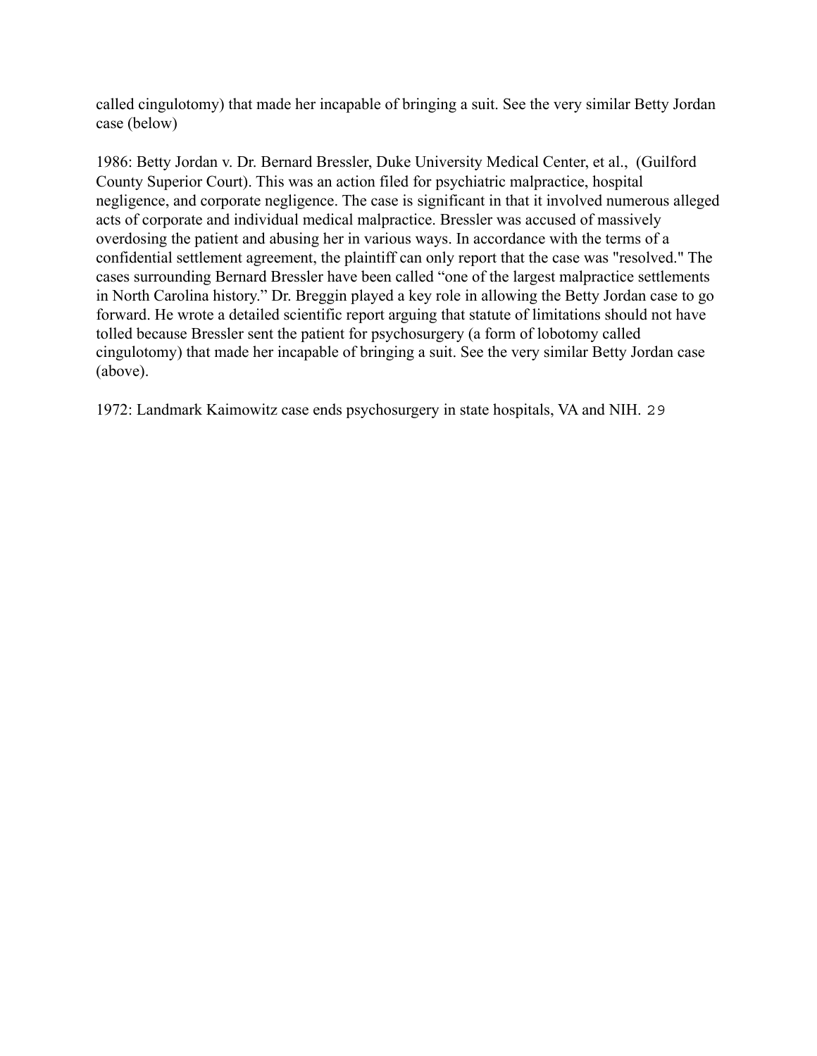called cingulotomy) that made her incapable of bringing a suit. See the very similar Betty Jordan case (below)

1986: Betty Jordan v. Dr. Bernard Bressler, Duke University Medical Center, et al., (Guilford County Superior Court). This was an action filed for psychiatric malpractice, hospital negligence, and corporate negligence. The case is significant in that it involved numerous alleged acts of corporate and individual medical malpractice. Bressler was accused of massively overdosing the patient and abusing her in various ways. In accordance with the terms of a confidential settlement agreement, the plaintiff can only report that the case was "resolved." The cases surrounding Bernard Bressler have been called "one of the largest malpractice settlements in North Carolina history." Dr. Breggin played a key role in allowing the Betty Jordan case to go forward. He wrote a detailed scientific report arguing that statute of limitations should not have tolled because Bressler sent the patient for psychosurgery (a form of lobotomy called cingulotomy) that made her incapable of bringing a suit. See the very similar Betty Jordan case (above).

1972: Landmark Kaimowitz case ends psychosurgery in state hospitals, VA and NIH.